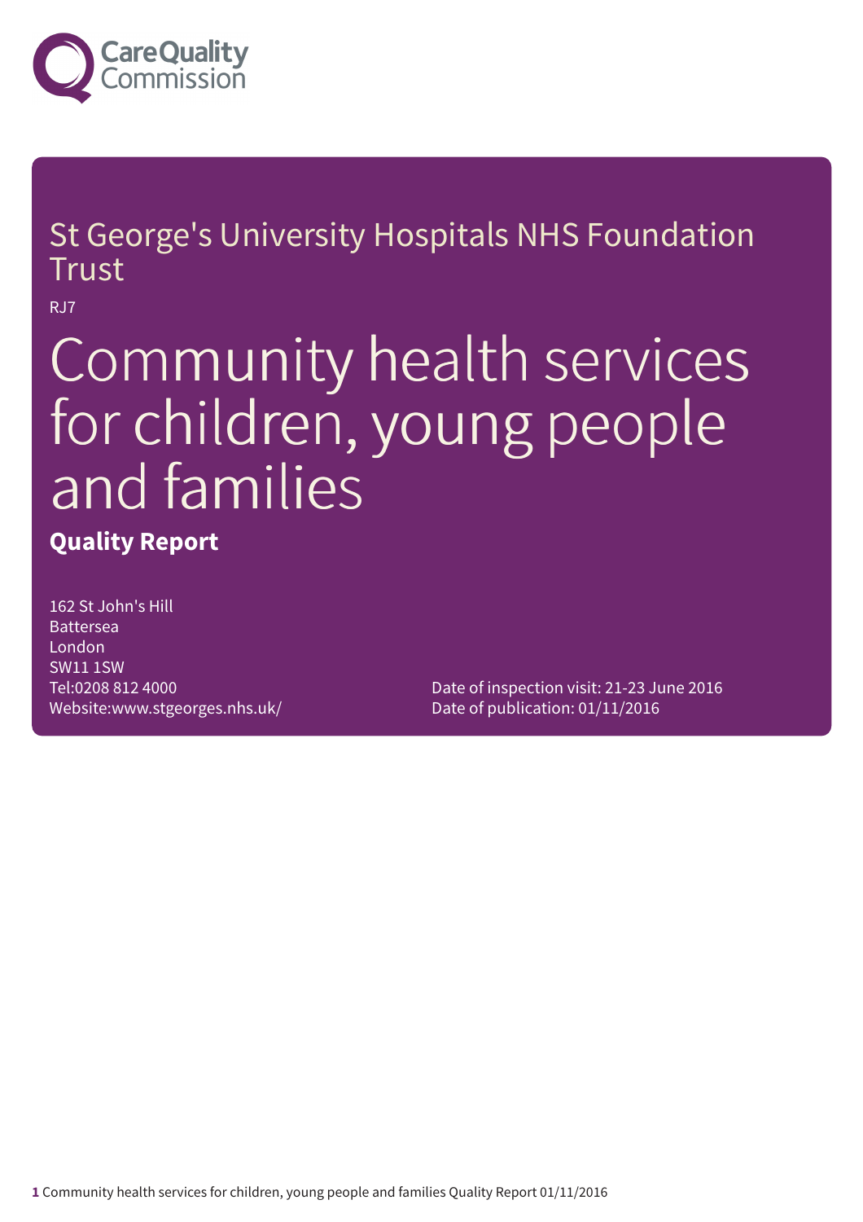Care Quality Commission

# St George's University Hospitals NHS Foundation Trust

RJ7

# Community health services for children, young people and families

**Quality Report**

162 St John's Hill
Battersea
London
SW11 1SW
Tel:0208 812 4000
Website:www.stgeorges.nhs.uk/

Date of inspection visit: 21-23 June 2016
Date of publication: 01/11/2016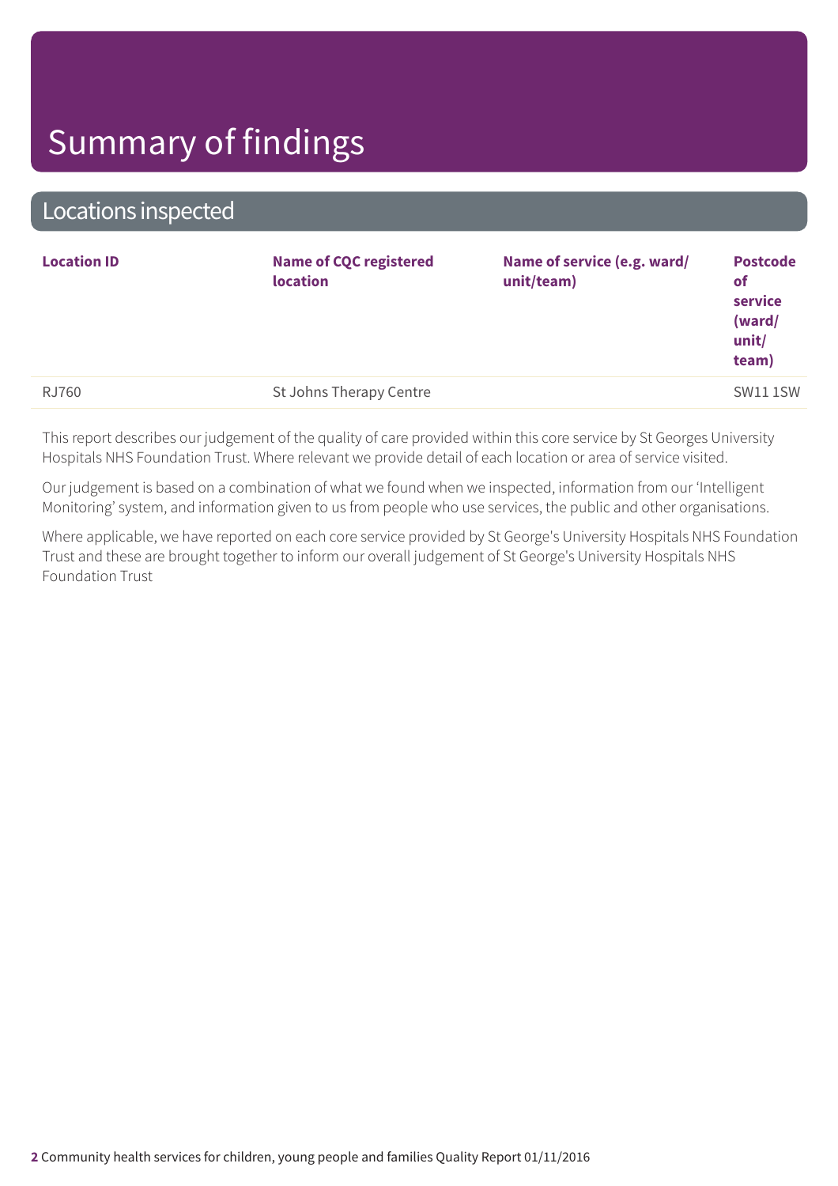# Summary of findings

## Locations inspected

| Location ID | Name of CQC registered location | Name of service (e.g. ward/ unit/team) | Postcode of service (ward/ unit/ team) |
|---|---|---|---|
| RJ760 | St Johns Therapy Centre | | SW11 1SW |

This report describes our judgement of the quality of care provided within this core service by St Georges University Hospitals NHS Foundation Trust. Where relevant we provide detail of each location or area of service visited.

Our judgement is based on a combination of what we found when we inspected, information from our 'Intelligent Monitoring' system, and information given to us from people who use services, the public and other organisations.

Where applicable, we have reported on each core service provided by St George's University Hospitals NHS Foundation Trust and these are brought together to inform our overall judgement of St George's University Hospitals NHS Foundation Trust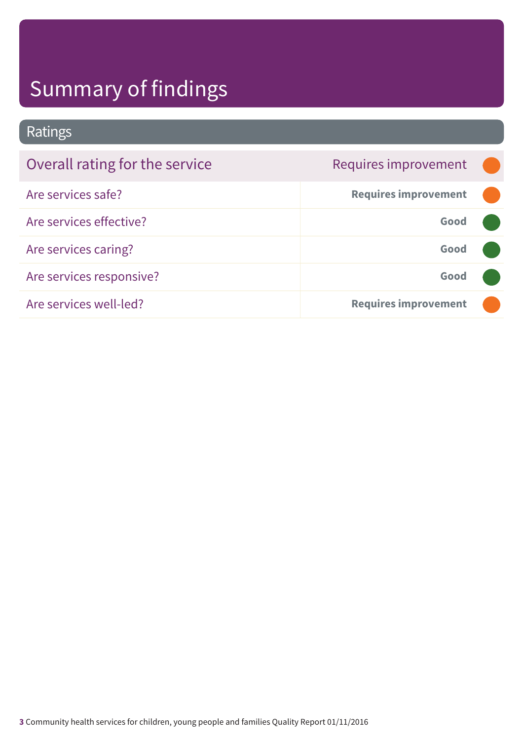# Summary of findings

## Ratings

| Overall rating for the service | Requires improvement |
|---|---|
| Are services safe? | **Requires improvement** |
| Are services effective? | **Good** |
| Are services caring? | **Good** |
| Are services responsive? | **Good** |
| Are services well-led? | **Requires improvement** |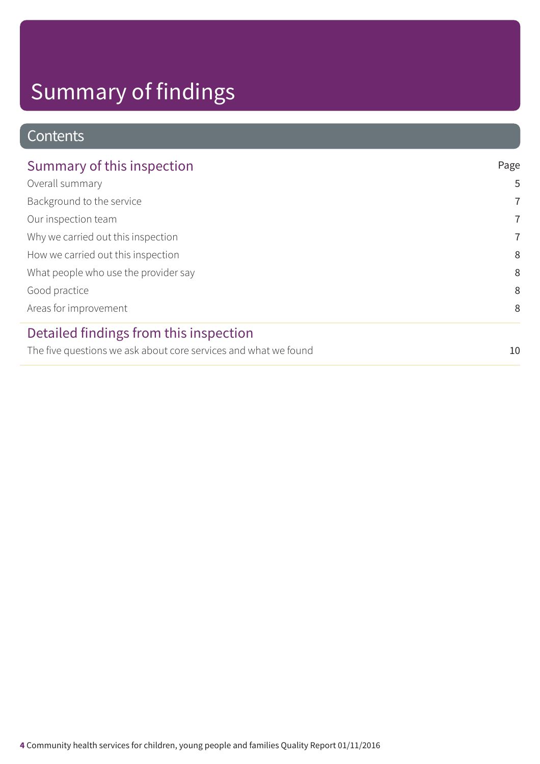# Summary of findings

## Contents

| Summary of this inspection | Page |
| --- | --- |
| Overall summary | 5 |
| Background to the service | 7 |
| Our inspection team | 7 |
| Why we carried out this inspection | 7 |
| How we carried out this inspection | 8 |
| What people who use the provider say | 8 |
| Good practice | 8 |
| Areas for improvement | 8 |

| Detailed findings from this inspection | |
| --- | --- |
| The five questions we ask about core services and what we found | 10 |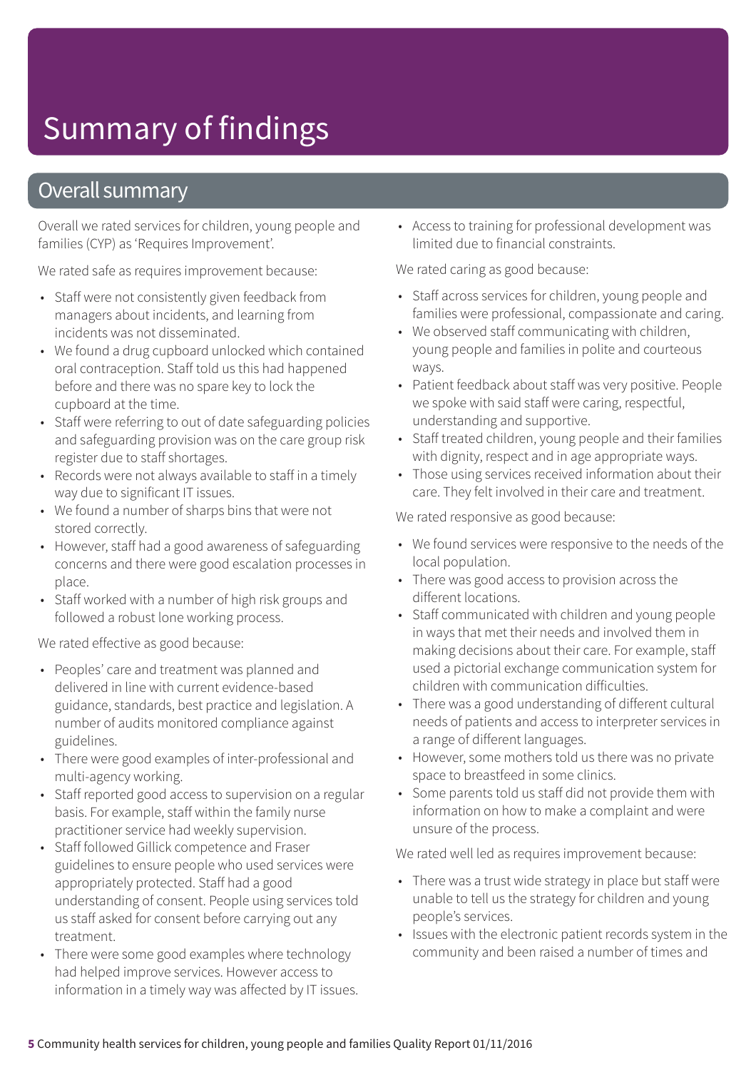# Summary of findings

## Overall summary

Overall we rated services for children, young people and families (CYP) as 'Requires Improvement'.

We rated safe as requires improvement because:

- Staff were not consistently given feedback from managers about incidents, and learning from incidents was not disseminated.
- We found a drug cupboard unlocked which contained oral contraception. Staff told us this had happened before and there was no spare key to lock the cupboard at the time.
- Staff were referring to out of date safeguarding policies and safeguarding provision was on the care group risk register due to staff shortages.
- Records were not always available to staff in a timely way due to significant IT issues.
- We found a number of sharps bins that were not stored correctly.
- However, staff had a good awareness of safeguarding concerns and there were good escalation processes in place.
- Staff worked with a number of high risk groups and followed a robust lone working process.

We rated effective as good because:

- Peoples' care and treatment was planned and delivered in line with current evidence-based guidance, standards, best practice and legislation. A number of audits monitored compliance against guidelines.
- There were good examples of inter-professional and multi-agency working.
- Staff reported good access to supervision on a regular basis. For example, staff within the family nurse practitioner service had weekly supervision.
- Staff followed Gillick competence and Fraser guidelines to ensure people who used services were appropriately protected. Staff had a good understanding of consent. People using services told us staff asked for consent before carrying out any treatment.
- There were some good examples where technology had helped improve services. However access to information in a timely way was affected by IT issues.
- Access to training for professional development was limited due to financial constraints.

We rated caring as good because:

- Staff across services for children, young people and families were professional, compassionate and caring.
- We observed staff communicating with children, young people and families in polite and courteous ways.
- Patient feedback about staff was very positive. People we spoke with said staff were caring, respectful, understanding and supportive.
- Staff treated children, young people and their families with dignity, respect and in age appropriate ways.
- Those using services received information about their care. They felt involved in their care and treatment.

We rated responsive as good because:

- We found services were responsive to the needs of the local population.
- There was good access to provision across the different locations.
- Staff communicated with children and young people in ways that met their needs and involved them in making decisions about their care. For example, staff used a pictorial exchange communication system for children with communication difficulties.
- There was a good understanding of different cultural needs of patients and access to interpreter services in a range of different languages.
- However, some mothers told us there was no private space to breastfeed in some clinics.
- Some parents told us staff did not provide them with information on how to make a complaint and were unsure of the process.

We rated well led as requires improvement because:

- There was a trust wide strategy in place but staff were unable to tell us the strategy for children and young people's services.
- Issues with the electronic patient records system in the community and been raised a number of times and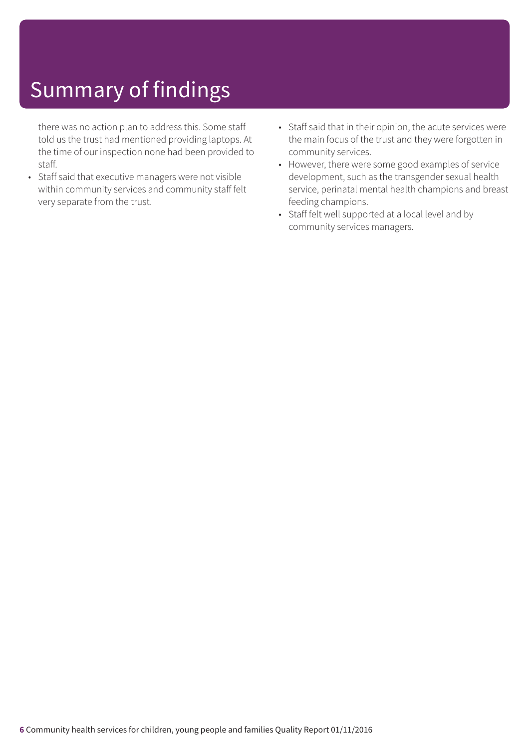# Summary of findings

there was no action plan to address this. Some staff told us the trust had mentioned providing laptops. At the time of our inspection none had been provided to staff.

- Staff said that executive managers were not visible within community services and community staff felt very separate from the trust.
- Staff said that in their opinion, the acute services were the main focus of the trust and they were forgotten in community services.
- However, there were some good examples of service development, such as the transgender sexual health service, perinatal mental health champions and breast feeding champions.
- Staff felt well supported at a local level and by community services managers.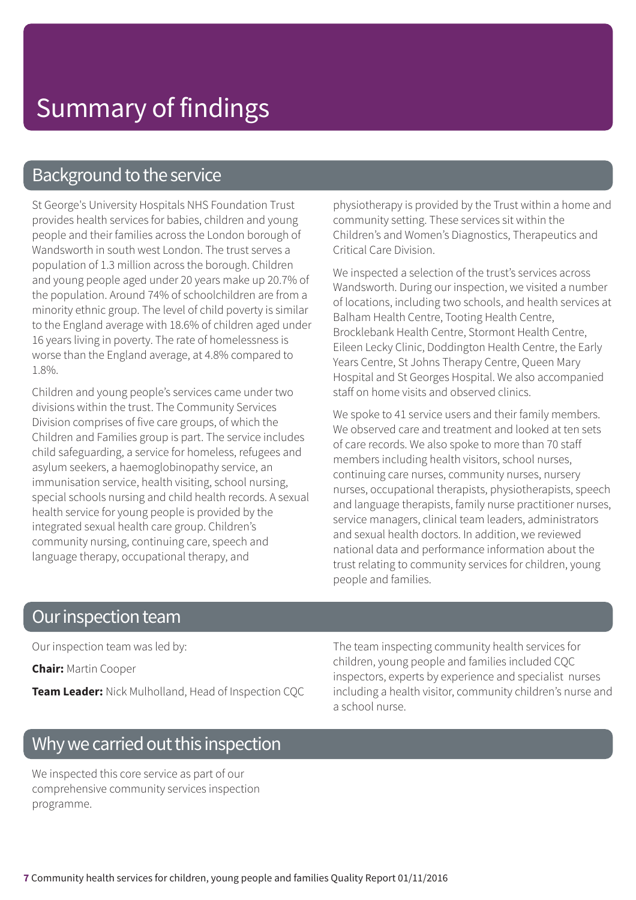# Summary of findings

## Background to the service

St George's University Hospitals NHS Foundation Trust provides health services for babies, children and young people and their families across the London borough of Wandsworth in south west London. The trust serves a population of 1.3 million across the borough. Children and young people aged under 20 years make up 20.7% of the population. Around 74% of schoolchildren are from a minority ethnic group. The level of child poverty is similar to the England average with 18.6% of children aged under 16 years living in poverty. The rate of homelessness is worse than the England average, at 4.8% compared to 1.8%.

Children and young people's services came under two divisions within the trust. The Community Services Division comprises of five care groups, of which the Children and Families group is part. The service includes child safeguarding, a service for homeless, refugees and asylum seekers, a haemoglobinopathy service, an immunisation service, health visiting, school nursing, special schools nursing and child health records. A sexual health service for young people is provided by the integrated sexual health care group. Children's community nursing, continuing care, speech and language therapy, occupational therapy, and physiotherapy is provided by the Trust within a home and community setting. These services sit within the Children's and Women's Diagnostics, Therapeutics and Critical Care Division.

We inspected a selection of the trust's services across Wandsworth. During our inspection, we visited a number of locations, including two schools, and health services at Balham Health Centre, Tooting Health Centre, Brocklebank Health Centre, Stormont Health Centre, Eileen Lecky Clinic, Doddington Health Centre, the Early Years Centre, St Johns Therapy Centre, Queen Mary Hospital and St Georges Hospital. We also accompanied staff on home visits and observed clinics.

We spoke to 41 service users and their family members. We observed care and treatment and looked at ten sets of care records. We also spoke to more than 70 staff members including health visitors, school nurses, continuing care nurses, community nurses, nursery nurses, occupational therapists, physiotherapists, speech and language therapists, family nurse practitioner nurses, service managers, clinical team leaders, administrators and sexual health doctors. In addition, we reviewed national data and performance information about the trust relating to community services for children, young people and families.

## Our inspection team

Our inspection team was led by:

**Chair:** Martin Cooper

**Team Leader:** Nick Mulholland, Head of Inspection CQC

The team inspecting community health services for children, young people and families included CQC inspectors, experts by experience and specialist nurses including a health visitor, community children's nurse and a school nurse.

## Why we carried out this inspection

We inspected this core service as part of our comprehensive community services inspection programme.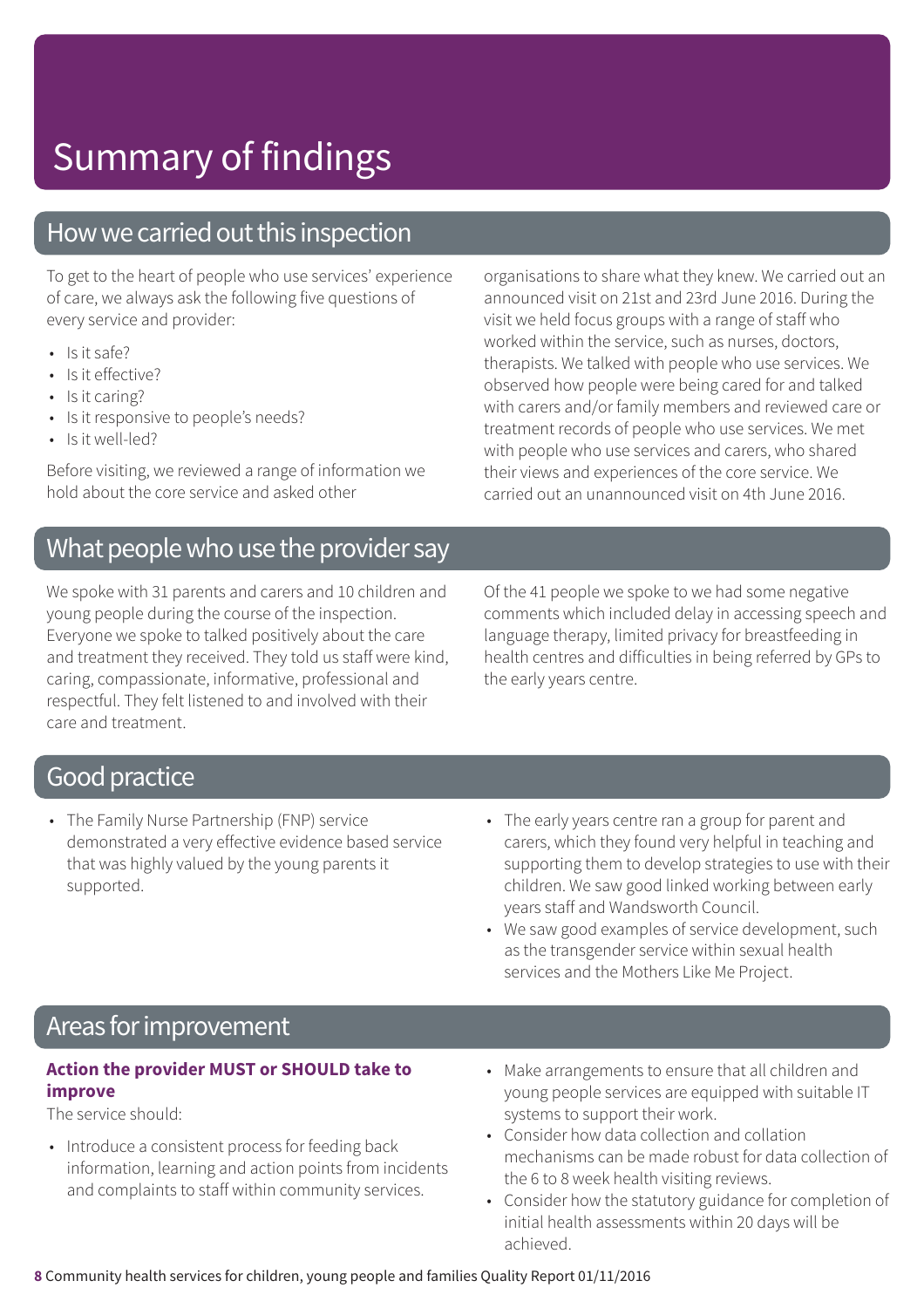# Summary of findings

## How we carried out this inspection

To get to the heart of people who use services' experience of care, we always ask the following five questions of every service and provider:

- Is it safe?
- Is it effective?
- Is it caring?
- Is it responsive to people's needs?
- Is it well-led?

Before visiting, we reviewed a range of information we hold about the core service and asked other organisations to share what they knew. We carried out an announced visit on 21st and 23rd June 2016. During the visit we held focus groups with a range of staff who worked within the service, such as nurses, doctors, therapists. We talked with people who use services. We observed how people were being cared for and talked with carers and/or family members and reviewed care or treatment records of people who use services. We met with people who use services and carers, who shared their views and experiences of the core service. We carried out an unannounced visit on 4th June 2016.

## What people who use the provider say

We spoke with 31 parents and carers and 10 children and young people during the course of the inspection. Everyone we spoke to talked positively about the care and treatment they received. They told us staff were kind, caring, compassionate, informative, professional and respectful. They felt listened to and involved with their care and treatment.

Of the 41 people we spoke to we had some negative comments which included delay in accessing speech and language therapy, limited privacy for breastfeeding in health centres and difficulties in being referred by GPs to the early years centre.

## Good practice

- The Family Nurse Partnership (FNP) service demonstrated a very effective evidence based service that was highly valued by the young parents it supported.
- The early years centre ran a group for parent and carers, which they found very helpful in teaching and supporting them to develop strategies to use with their children. We saw good linked working between early years staff and Wandsworth Council.
- We saw good examples of service development, such as the transgender service within sexual health services and the Mothers Like Me Project.

## Areas for improvement

### Action the provider MUST or SHOULD take to improve

The service should:

- Introduce a consistent process for feeding back information, learning and action points from incidents and complaints to staff within community services.
- Make arrangements to ensure that all children and young people services are equipped with suitable IT systems to support their work.
- Consider how data collection and collation mechanisms can be made robust for data collection of the 6 to 8 week health visiting reviews.
- Consider how the statutory guidance for completion of initial health assessments within 20 days will be achieved.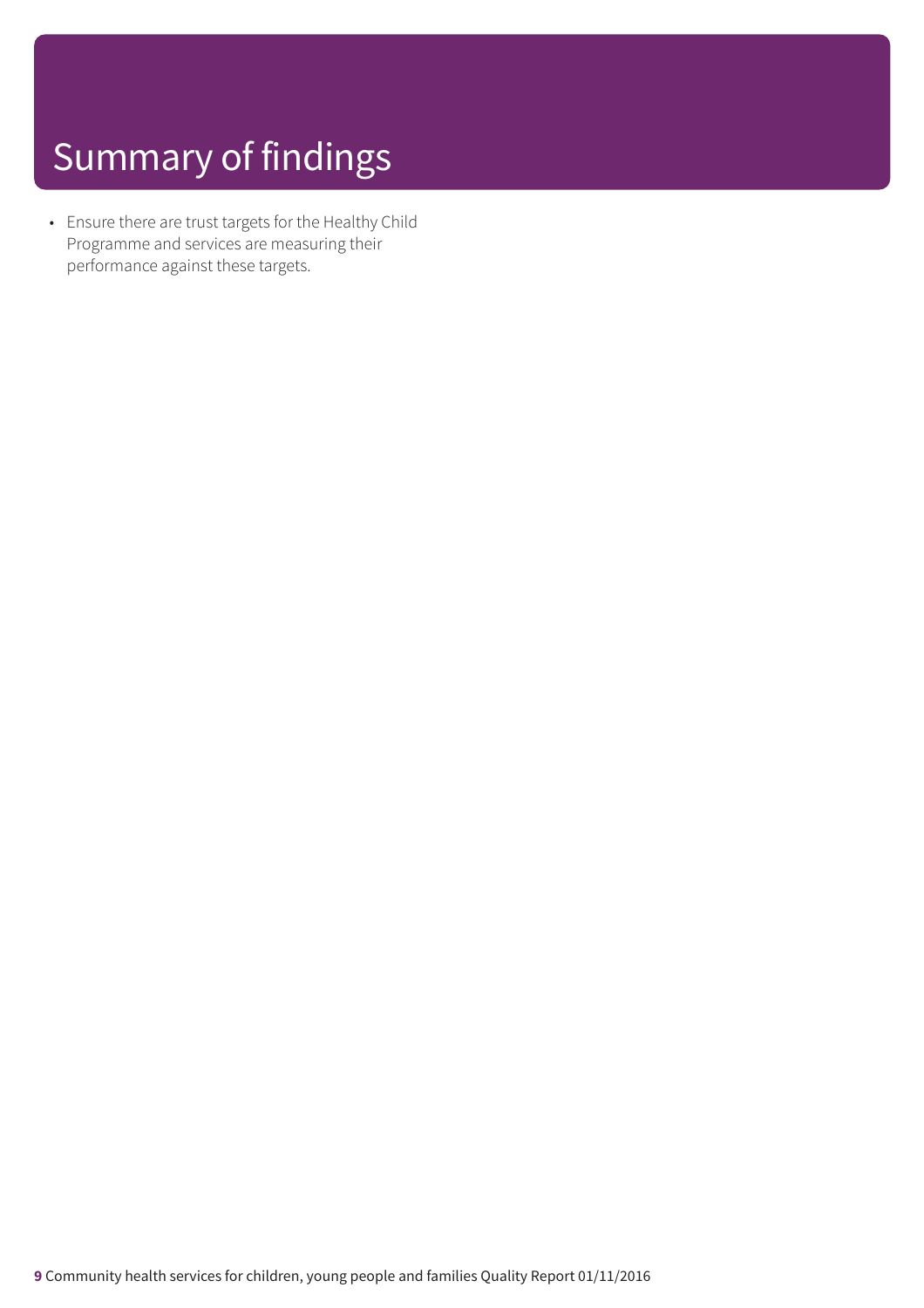# Summary of findings

- Ensure there are trust targets for the Healthy Child Programme and services are measuring their performance against these targets.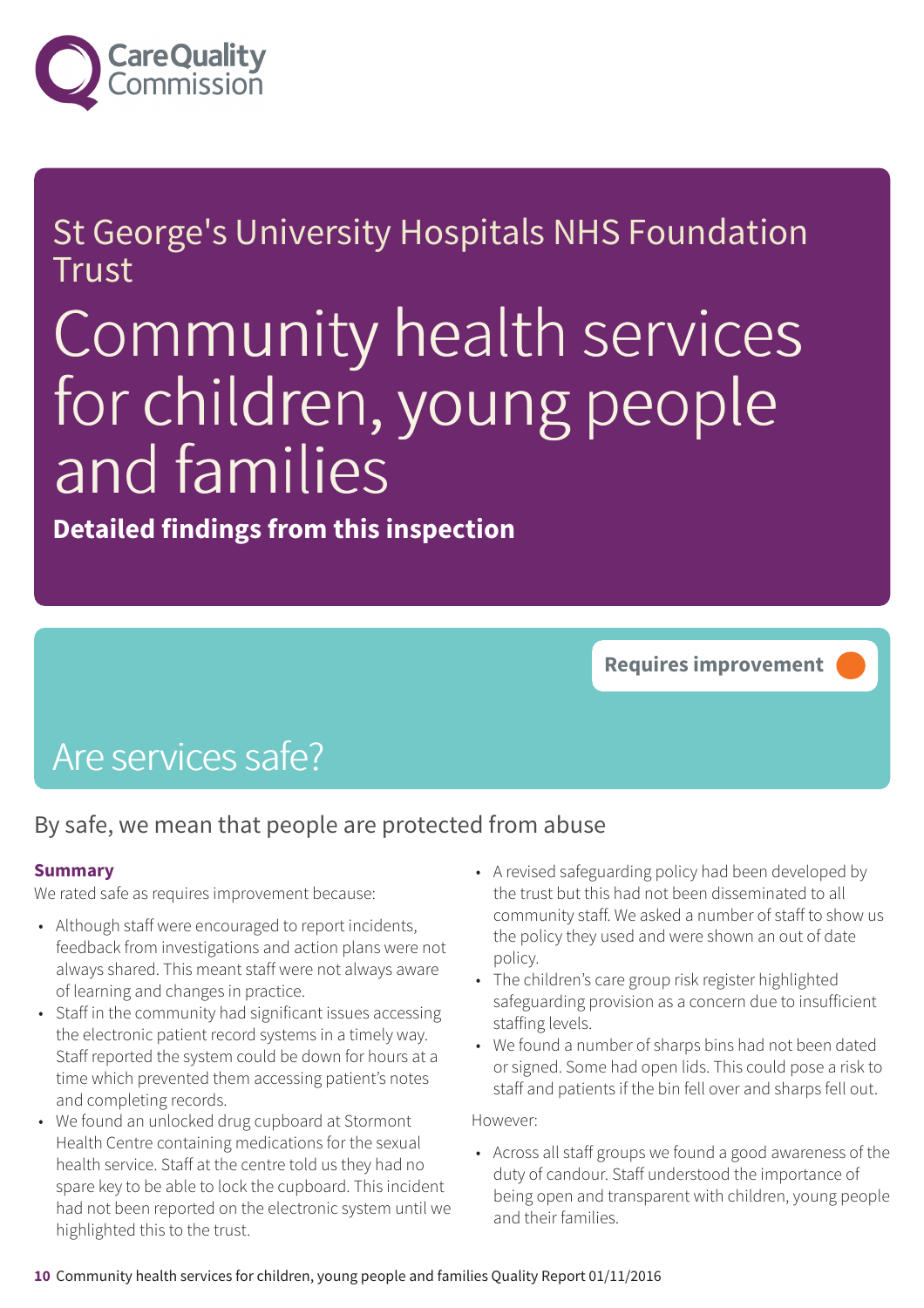# St George's University Hospitals NHS Foundation Trust

# Community health services for children, young people and families

**Detailed findings from this inspection**

**Requires improvement**

## Are services safe?

By safe, we mean that people are protected from abuse

### Summary

We rated safe as requires improvement because:

- Although staff were encouraged to report incidents, feedback from investigations and action plans were not always shared. This meant staff were not always aware of learning and changes in practice.
- Staff in the community had significant issues accessing the electronic patient record systems in a timely way. Staff reported the system could be down for hours at a time which prevented them accessing patient's notes and completing records.
- We found an unlocked drug cupboard at Stormont Health Centre containing medications for the sexual health service. Staff at the centre told us they had no spare key to be able to lock the cupboard. This incident had not been reported on the electronic system until we highlighted this to the trust.
- A revised safeguarding policy had been developed by the trust but this had not been disseminated to all community staff. We asked a number of staff to show us the policy they used and were shown an out of date policy.
- The children's care group risk register highlighted safeguarding provision as a concern due to insufficient staffing levels.
- We found a number of sharps bins had not been dated or signed. Some had open lids. This could pose a risk to staff and patients if the bin fell over and sharps fell out.

However:

- Across all staff groups we found a good awareness of the duty of candour. Staff understood the importance of being open and transparent with children, young people and their families.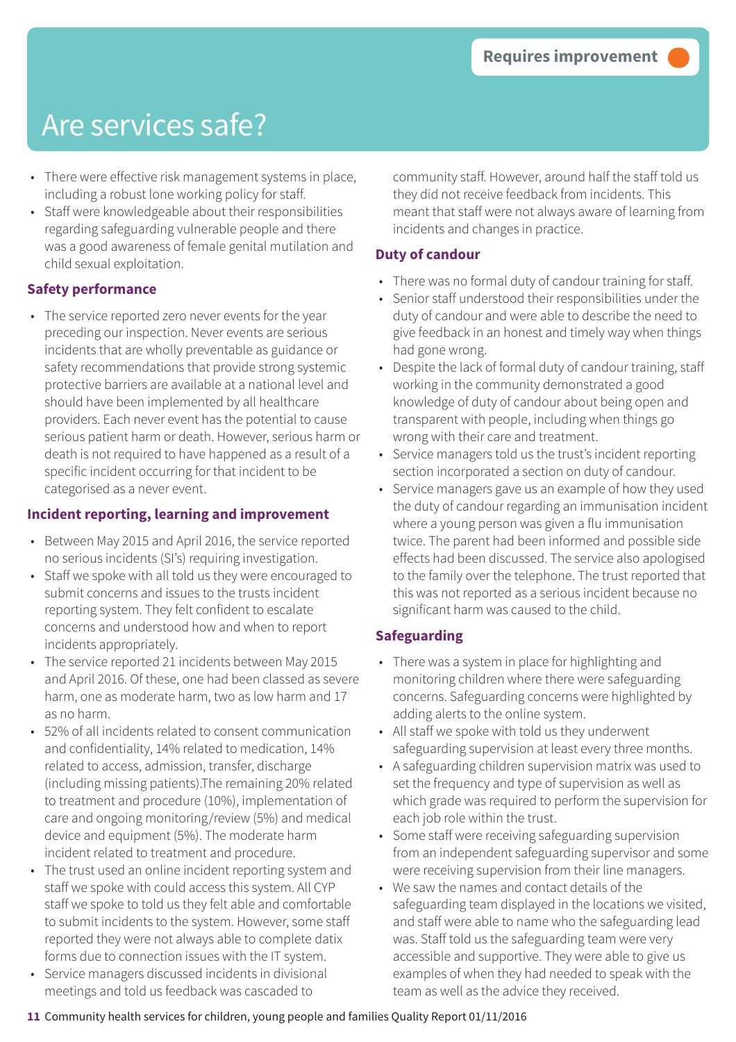Requires improvement

# Are services safe?

- There were effective risk management systems in place, including a robust lone working policy for staff.
- Staff were knowledgeable about their responsibilities regarding safeguarding vulnerable people and there was a good awareness of female genital mutilation and child sexual exploitation.

### Safety performance

- The service reported zero never events for the year preceding our inspection. Never events are serious incidents that are wholly preventable as guidance or safety recommendations that provide strong systemic protective barriers are available at a national level and should have been implemented by all healthcare providers. Each never event has the potential to cause serious patient harm or death. However, serious harm or death is not required to have happened as a result of a specific incident occurring for that incident to be categorised as a never event.

### Incident reporting, learning and improvement

- Between May 2015 and April 2016, the service reported no serious incidents (SI's) requiring investigation.
- Staff we spoke with all told us they were encouraged to submit concerns and issues to the trusts incident reporting system. They felt confident to escalate concerns and understood how and when to report incidents appropriately.
- The service reported 21 incidents between May 2015 and April 2016. Of these, one had been classed as severe harm, one as moderate harm, two as low harm and 17 as no harm.
- 52% of all incidents related to consent communication and confidentiality, 14% related to medication, 14% related to access, admission, transfer, discharge (including missing patients).The remaining 20% related to treatment and procedure (10%), implementation of care and ongoing monitoring/review (5%) and medical device and equipment (5%). The moderate harm incident related to treatment and procedure.
- The trust used an online incident reporting system and staff we spoke with could access this system. All CYP staff we spoke to told us they felt able and comfortable to submit incidents to the system. However, some staff reported they were not always able to complete datix forms due to connection issues with the IT system.
- Service managers discussed incidents in divisional meetings and told us feedback was cascaded to community staff. However, around half the staff told us they did not receive feedback from incidents. This meant that staff were not always aware of learning from incidents and changes in practice.

### Duty of candour

- There was no formal duty of candour training for staff.
- Senior staff understood their responsibilities under the duty of candour and were able to describe the need to give feedback in an honest and timely way when things had gone wrong.
- Despite the lack of formal duty of candour training, staff working in the community demonstrated a good knowledge of duty of candour about being open and transparent with people, including when things go wrong with their care and treatment.
- Service managers told us the trust's incident reporting section incorporated a section on duty of candour.
- Service managers gave us an example of how they used the duty of candour regarding an immunisation incident where a young person was given a flu immunisation twice. The parent had been informed and possible side effects had been discussed. The service also apologised to the family over the telephone. The trust reported that this was not reported as a serious incident because no significant harm was caused to the child.

### Safeguarding

- There was a system in place for highlighting and monitoring children where there were safeguarding concerns. Safeguarding concerns were highlighted by adding alerts to the online system.
- All staff we spoke with told us they underwent safeguarding supervision at least every three months.
- A safeguarding children supervision matrix was used to set the frequency and type of supervision as well as which grade was required to perform the supervision for each job role within the trust.
- Some staff were receiving safeguarding supervision from an independent safeguarding supervisor and some were receiving supervision from their line managers.
- We saw the names and contact details of the safeguarding team displayed in the locations we visited, and staff were able to name who the safeguarding lead was. Staff told us the safeguarding team were very accessible and supportive. They were able to give us examples of when they had needed to speak with the team as well as the advice they received.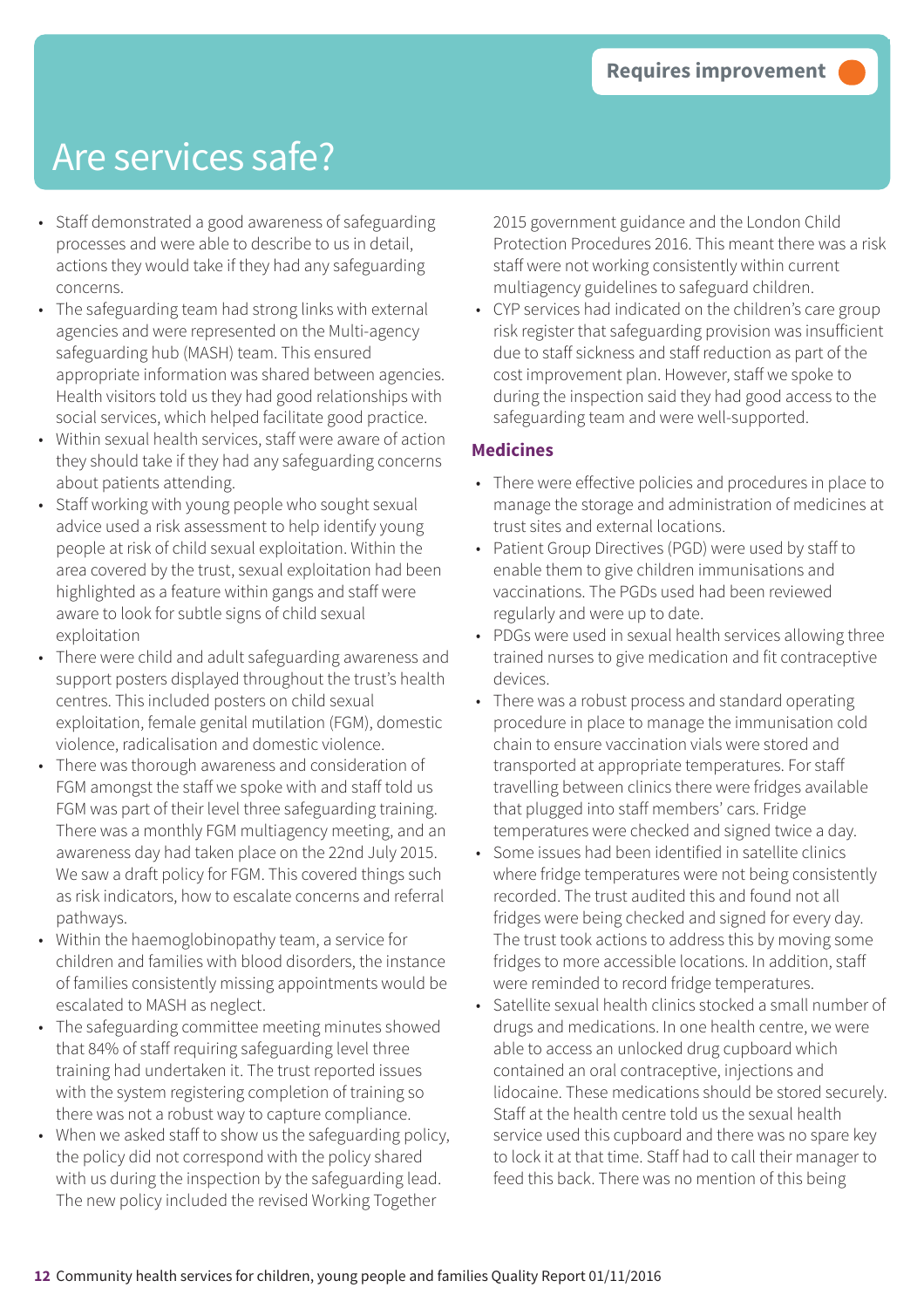Requires improvement

# Are services safe?

- Staff demonstrated a good awareness of safeguarding processes and were able to describe to us in detail, actions they would take if they had any safeguarding concerns.
- The safeguarding team had strong links with external agencies and were represented on the Multi-agency safeguarding hub (MASH) team. This ensured appropriate information was shared between agencies. Health visitors told us they had good relationships with social services, which helped facilitate good practice.
- Within sexual health services, staff were aware of action they should take if they had any safeguarding concerns about patients attending.
- Staff working with young people who sought sexual advice used a risk assessment to help identify young people at risk of child sexual exploitation. Within the area covered by the trust, sexual exploitation had been highlighted as a feature within gangs and staff were aware to look for subtle signs of child sexual exploitation
- There were child and adult safeguarding awareness and support posters displayed throughout the trust's health centres. This included posters on child sexual exploitation, female genital mutilation (FGM), domestic violence, radicalisation and domestic violence.
- There was thorough awareness and consideration of FGM amongst the staff we spoke with and staff told us FGM was part of their level three safeguarding training. There was a monthly FGM multiagency meeting, and an awareness day had taken place on the 22nd July 2015. We saw a draft policy for FGM. This covered things such as risk indicators, how to escalate concerns and referral pathways.
- Within the haemoglobinopathy team, a service for children and families with blood disorders, the instance of families consistently missing appointments would be escalated to MASH as neglect.
- The safeguarding committee meeting minutes showed that 84% of staff requiring safeguarding level three training had undertaken it. The trust reported issues with the system registering completion of training so there was not a robust way to capture compliance.
- When we asked staff to show us the safeguarding policy, the policy did not correspond with the policy shared with us during the inspection by the safeguarding lead. The new policy included the revised Working Together 2015 government guidance and the London Child Protection Procedures 2016. This meant there was a risk staff were not working consistently within current multiagency guidelines to safeguard children.
- CYP services had indicated on the children's care group risk register that safeguarding provision was insufficient due to staff sickness and staff reduction as part of the cost improvement plan. However, staff we spoke to during the inspection said they had good access to the safeguarding team and were well-supported.

### Medicines

- There were effective policies and procedures in place to manage the storage and administration of medicines at trust sites and external locations.
- Patient Group Directives (PGD) were used by staff to enable them to give children immunisations and vaccinations. The PGDs used had been reviewed regularly and were up to date.
- PDGs were used in sexual health services allowing three trained nurses to give medication and fit contraceptive devices.
- There was a robust process and standard operating procedure in place to manage the immunisation cold chain to ensure vaccination vials were stored and transported at appropriate temperatures. For staff travelling between clinics there were fridges available that plugged into staff members' cars. Fridge temperatures were checked and signed twice a day.
- Some issues had been identified in satellite clinics where fridge temperatures were not being consistently recorded. The trust audited this and found not all fridges were being checked and signed for every day. The trust took actions to address this by moving some fridges to more accessible locations. In addition, staff were reminded to record fridge temperatures.
- Satellite sexual health clinics stocked a small number of drugs and medications. In one health centre, we were able to access an unlocked drug cupboard which contained an oral contraceptive, injections and lidocaine. These medications should be stored securely. Staff at the health centre told us the sexual health service used this cupboard and there was no spare key to lock it at that time. Staff had to call their manager to feed this back. There was no mention of this being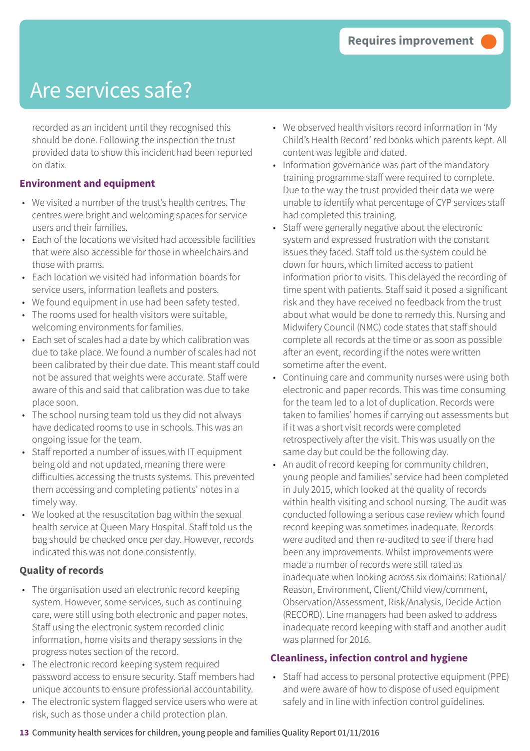Requires improvement

# Are services safe?

recorded as an incident until they recognised this should be done. Following the inspection the trust provided data to show this incident had been reported on datix.

### Environment and equipment

- We visited a number of the trust's health centres. The centres were bright and welcoming spaces for service users and their families.
- Each of the locations we visited had accessible facilities that were also accessible for those in wheelchairs and those with prams.
- Each location we visited had information boards for service users, information leaflets and posters.
- We found equipment in use had been safety tested.
- The rooms used for health visitors were suitable, welcoming environments for families.
- Each set of scales had a date by which calibration was due to take place. We found a number of scales had not been calibrated by their due date. This meant staff could not be assured that weights were accurate. Staff were aware of this and said that calibration was due to take place soon.
- The school nursing team told us they did not always have dedicated rooms to use in schools. This was an ongoing issue for the team.
- Staff reported a number of issues with IT equipment being old and not updated, meaning there were difficulties accessing the trusts systems. This prevented them accessing and completing patients' notes in a timely way.
- We looked at the resuscitation bag within the sexual health service at Queen Mary Hospital. Staff told us the bag should be checked once per day. However, records indicated this was not done consistently.

### Quality of records

- The organisation used an electronic record keeping system. However, some services, such as continuing care, were still using both electronic and paper notes. Staff using the electronic system recorded clinic information, home visits and therapy sessions in the progress notes section of the record.
- The electronic record keeping system required password access to ensure security. Staff members had unique accounts to ensure professional accountability.
- The electronic system flagged service users who were at risk, such as those under a child protection plan.
- We observed health visitors record information in 'My Child's Health Record' red books which parents kept. All content was legible and dated.
- Information governance was part of the mandatory training programme staff were required to complete. Due to the way the trust provided their data we were unable to identify what percentage of CYP services staff had completed this training.
- Staff were generally negative about the electronic system and expressed frustration with the constant issues they faced. Staff told us the system could be down for hours, which limited access to patient information prior to visits. This delayed the recording of time spent with patients. Staff said it posed a significant risk and they have received no feedback from the trust about what would be done to remedy this. Nursing and Midwifery Council (NMC) code states that staff should complete all records at the time or as soon as possible after an event, recording if the notes were written sometime after the event.
- Continuing care and community nurses were using both electronic and paper records. This was time consuming for the team led to a lot of duplication. Records were taken to families' homes if carrying out assessments but if it was a short visit records were completed retrospectively after the visit. This was usually on the same day but could be the following day.
- An audit of record keeping for community children, young people and families' service had been completed in July 2015, which looked at the quality of records within health visiting and school nursing. The audit was conducted following a serious case review which found record keeping was sometimes inadequate. Records were audited and then re-audited to see if there had been any improvements. Whilst improvements were made a number of records were still rated as inadequate when looking across six domains: Rational/ Reason, Environment, Client/Child view/comment, Observation/Assessment, Risk/Analysis, Decide Action (RECORD). Line managers had been asked to address inadequate record keeping with staff and another audit was planned for 2016.

### Cleanliness, infection control and hygiene

- Staff had access to personal protective equipment (PPE) and were aware of how to dispose of used equipment safely and in line with infection control guidelines.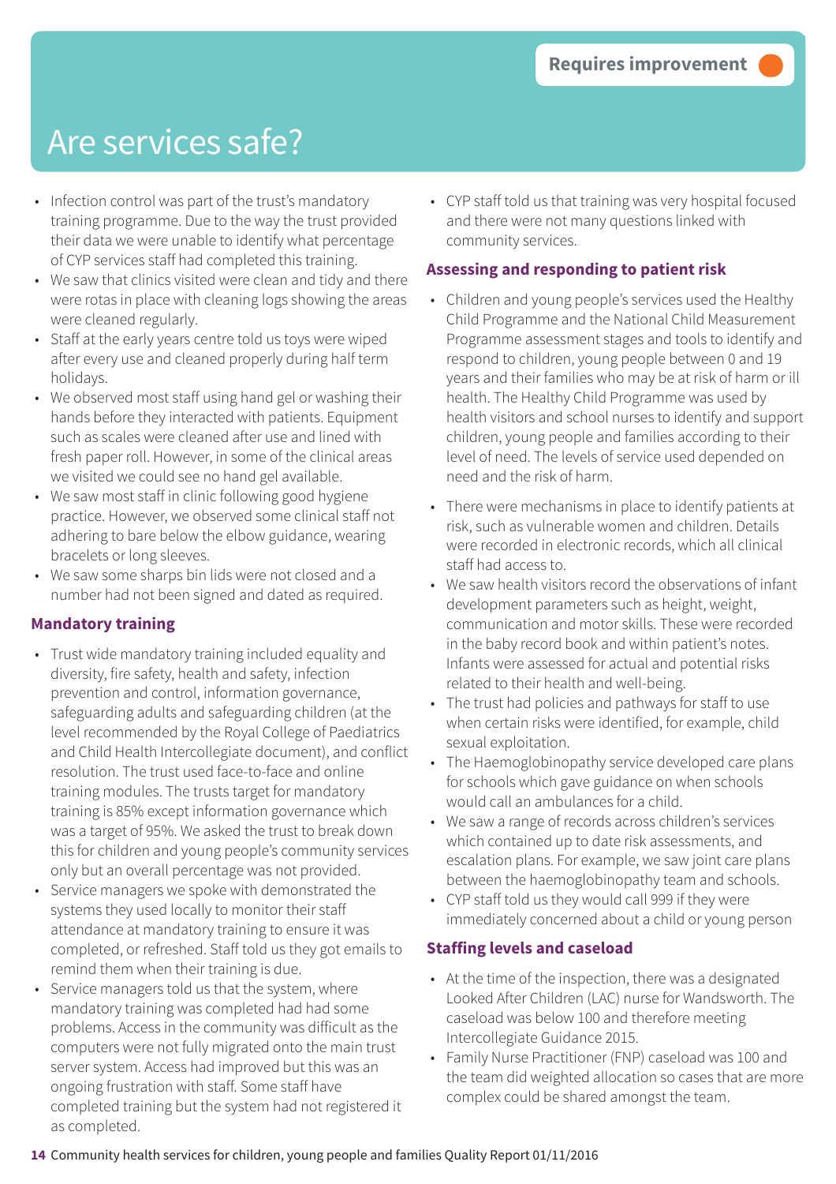Requires improvement

# Are services safe?

- Infection control was part of the trust's mandatory training programme. Due to the way the trust provided their data we were unable to identify what percentage of CYP services staff had completed this training.
- We saw that clinics visited were clean and tidy and there were rotas in place with cleaning logs showing the areas were cleaned regularly.
- Staff at the early years centre told us toys were wiped after every use and cleaned properly during half term holidays.
- We observed most staff using hand gel or washing their hands before they interacted with patients. Equipment such as scales were cleaned after use and lined with fresh paper roll. However, in some of the clinical areas we visited we could see no hand gel available.
- We saw most staff in clinic following good hygiene practice. However, we observed some clinical staff not adhering to bare below the elbow guidance, wearing bracelets or long sleeves.
- We saw some sharps bin lids were not closed and a number had not been signed and dated as required.

### Mandatory training

- Trust wide mandatory training included equality and diversity, fire safety, health and safety, infection prevention and control, information governance, safeguarding adults and safeguarding children (at the level recommended by the Royal College of Paediatrics and Child Health Intercollegiate document), and conflict resolution. The trust used face-to-face and online training modules. The trusts target for mandatory training is 85% except information governance which was a target of 95%. We asked the trust to break down this for children and young people's community services only but an overall percentage was not provided.
- Service managers we spoke with demonstrated the systems they used locally to monitor their staff attendance at mandatory training to ensure it was completed, or refreshed. Staff told us they got emails to remind them when their training is due.
- Service managers told us that the system, where mandatory training was completed had had some problems. Access in the community was difficult as the computers were not fully migrated onto the main trust server system. Access had improved but this was an ongoing frustration with staff. Some staff have completed training but the system had not registered it as completed.
- CYP staff told us that training was very hospital focused and there were not many questions linked with community services.

### Assessing and responding to patient risk

- Children and young people's services used the Healthy Child Programme and the National Child Measurement Programme assessment stages and tools to identify and respond to children, young people between 0 and 19 years and their families who may be at risk of harm or ill health. The Healthy Child Programme was used by health visitors and school nurses to identify and support children, young people and families according to their level of need. The levels of service used depended on need and the risk of harm.
- There were mechanisms in place to identify patients at risk, such as vulnerable women and children. Details were recorded in electronic records, which all clinical staff had access to.
- We saw health visitors record the observations of infant development parameters such as height, weight, communication and motor skills. These were recorded in the baby record book and within patient's notes. Infants were assessed for actual and potential risks related to their health and well-being.
- The trust had policies and pathways for staff to use when certain risks were identified, for example, child sexual exploitation.
- The Haemoglobinopathy service developed care plans for schools which gave guidance on when schools would call an ambulances for a child.
- We saw a range of records across children's services which contained up to date risk assessments, and escalation plans. For example, we saw joint care plans between the haemoglobinopathy team and schools.
- CYP staff told us they would call 999 if they were immediately concerned about a child or young person

### Staffing levels and caseload

- At the time of the inspection, there was a designated Looked After Children (LAC) nurse for Wandsworth. The caseload was below 100 and therefore meeting Intercollegiate Guidance 2015.
- Family Nurse Practitioner (FNP) caseload was 100 and the team did weighted allocation so cases that are more complex could be shared amongst the team.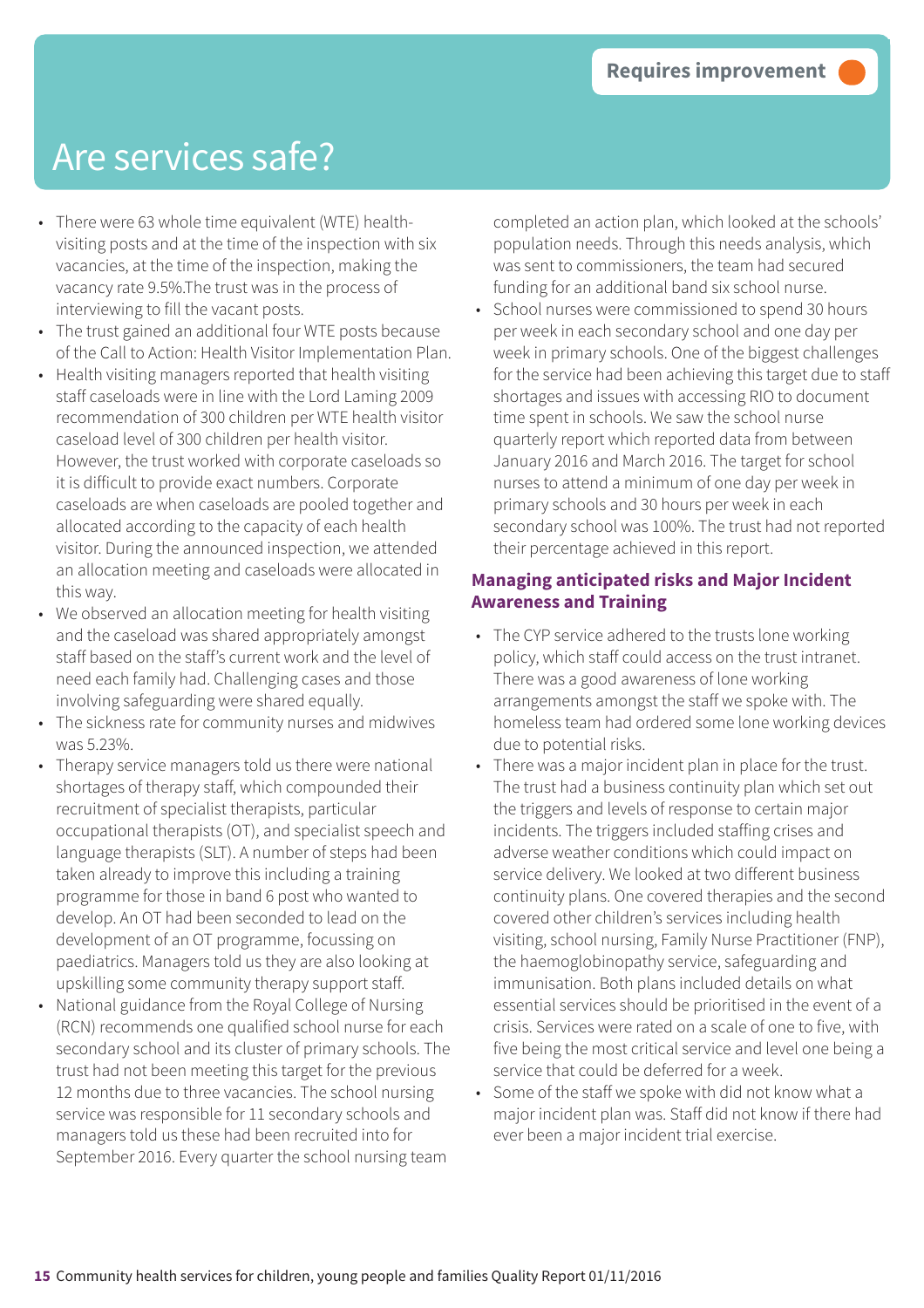Requires improvement

# Are services safe?

- There were 63 whole time equivalent (WTE) health-visiting posts and at the time of the inspection with six vacancies, at the time of the inspection, making the vacancy rate 9.5%.The trust was in the process of interviewing to fill the vacant posts.
- The trust gained an additional four WTE posts because of the Call to Action: Health Visitor Implementation Plan.
- Health visiting managers reported that health visiting staff caseloads were in line with the Lord Laming 2009 recommendation of 300 children per WTE health visitor caseload level of 300 children per health visitor. However, the trust worked with corporate caseloads so it is difficult to provide exact numbers. Corporate caseloads are when caseloads are pooled together and allocated according to the capacity of each health visitor. During the announced inspection, we attended an allocation meeting and caseloads were allocated in this way.
- We observed an allocation meeting for health visiting and the caseload was shared appropriately amongst staff based on the staff's current work and the level of need each family had. Challenging cases and those involving safeguarding were shared equally.
- The sickness rate for community nurses and midwives was 5.23%.
- Therapy service managers told us there were national shortages of therapy staff, which compounded their recruitment of specialist therapists, particular occupational therapists (OT), and specialist speech and language therapists (SLT). A number of steps had been taken already to improve this including a training programme for those in band 6 post who wanted to develop. An OT had been seconded to lead on the development of an OT programme, focussing on paediatrics. Managers told us they are also looking at upskilling some community therapy support staff.
- National guidance from the Royal College of Nursing (RCN) recommends one qualified school nurse for each secondary school and its cluster of primary schools. The trust had not been meeting this target for the previous 12 months due to three vacancies. The school nursing service was responsible for 11 secondary schools and managers told us these had been recruited into for September 2016. Every quarter the school nursing team completed an action plan, which looked at the schools' population needs. Through this needs analysis, which was sent to commissioners, the team had secured funding for an additional band six school nurse.
- School nurses were commissioned to spend 30 hours per week in each secondary school and one day per week in primary schools. One of the biggest challenges for the service had been achieving this target due to staff shortages and issues with accessing RIO to document time spent in schools. We saw the school nurse quarterly report which reported data from between January 2016 and March 2016. The target for school nurses to attend a minimum of one day per week in primary schools and 30 hours per week in each secondary school was 100%. The trust had not reported their percentage achieved in this report.

### Managing anticipated risks and Major Incident Awareness and Training

- The CYP service adhered to the trusts lone working policy, which staff could access on the trust intranet. There was a good awareness of lone working arrangements amongst the staff we spoke with. The homeless team had ordered some lone working devices due to potential risks.
- There was a major incident plan in place for the trust. The trust had a business continuity plan which set out the triggers and levels of response to certain major incidents. The triggers included staffing crises and adverse weather conditions which could impact on service delivery. We looked at two different business continuity plans. One covered therapies and the second covered other children's services including health visiting, school nursing, Family Nurse Practitioner (FNP), the haemoglobinopathy service, safeguarding and immunisation. Both plans included details on what essential services should be prioritised in the event of a crisis. Services were rated on a scale of one to five, with five being the most critical service and level one being a service that could be deferred for a week.
- Some of the staff we spoke with did not know what a major incident plan was. Staff did not know if there had ever been a major incident trial exercise.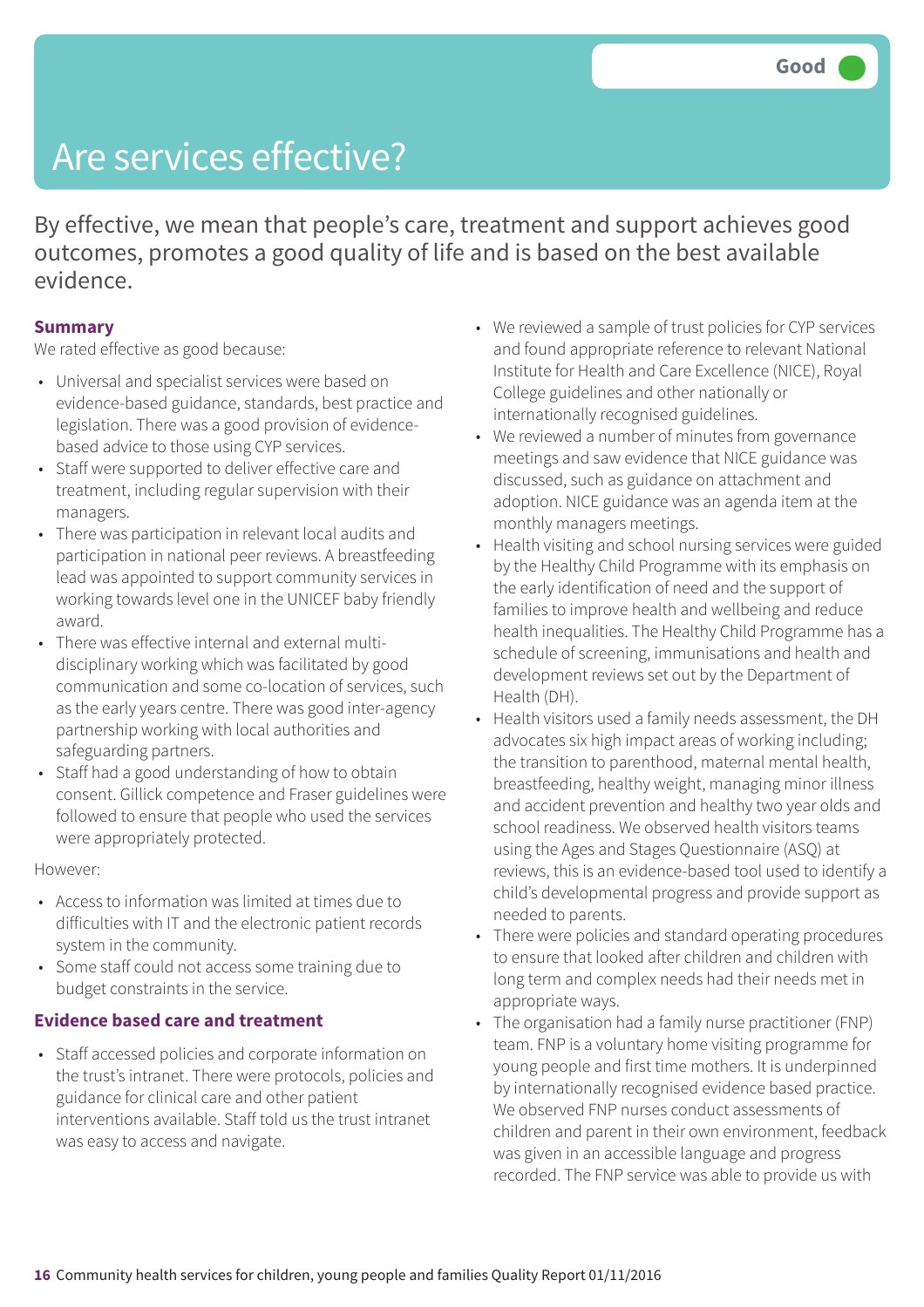# Are services effective?

Good

By effective, we mean that people's care, treatment and support achieves good outcomes, promotes a good quality of life and is based on the best available evidence.

**Summary**

We rated effective as good because:

- Universal and specialist services were based on evidence-based guidance, standards, best practice and legislation. There was a good provision of evidence-based advice to those using CYP services.
- Staff were supported to deliver effective care and treatment, including regular supervision with their managers.
- There was participation in relevant local audits and participation in national peer reviews. A breastfeeding lead was appointed to support community services in working towards level one in the UNICEF baby friendly award.
- There was effective internal and external multi-disciplinary working which was facilitated by good communication and some co-location of services, such as the early years centre. There was good inter-agency partnership working with local authorities and safeguarding partners.
- Staff had a good understanding of how to obtain consent. Gillick competence and Fraser guidelines were followed to ensure that people who used the services were appropriately protected.

However:

- Access to information was limited at times due to difficulties with IT and the electronic patient records system in the community.
- Some staff could not access some training due to budget constraints in the service.

**Evidence based care and treatment**

- Staff accessed policies and corporate information on the trust's intranet. There were protocols, policies and guidance for clinical care and other patient interventions available. Staff told us the trust intranet was easy to access and navigate.
- We reviewed a sample of trust policies for CYP services and found appropriate reference to relevant National Institute for Health and Care Excellence (NICE), Royal College guidelines and other nationally or internationally recognised guidelines.
- We reviewed a number of minutes from governance meetings and saw evidence that NICE guidance was discussed, such as guidance on attachment and adoption. NICE guidance was an agenda item at the monthly managers meetings.
- Health visiting and school nursing services were guided by the Healthy Child Programme with its emphasis on the early identification of need and the support of families to improve health and wellbeing and reduce health inequalities. The Healthy Child Programme has a schedule of screening, immunisations and health and development reviews set out by the Department of Health (DH).
- Health visitors used a family needs assessment, the DH advocates six high impact areas of working including; the transition to parenthood, maternal mental health, breastfeeding, healthy weight, managing minor illness and accident prevention and healthy two year olds and school readiness. We observed health visitors teams using the Ages and Stages Questionnaire (ASQ) at reviews, this is an evidence-based tool used to identify a child's developmental progress and provide support as needed to parents.
- There were policies and standard operating procedures to ensure that looked after children and children with long term and complex needs had their needs met in appropriate ways.
- The organisation had a family nurse practitioner (FNP) team. FNP is a voluntary home visiting programme for young people and first time mothers. It is underpinned by internationally recognised evidence based practice. We observed FNP nurses conduct assessments of children and parent in their own environment, feedback was given in an accessible language and progress recorded. The FNP service was able to provide us with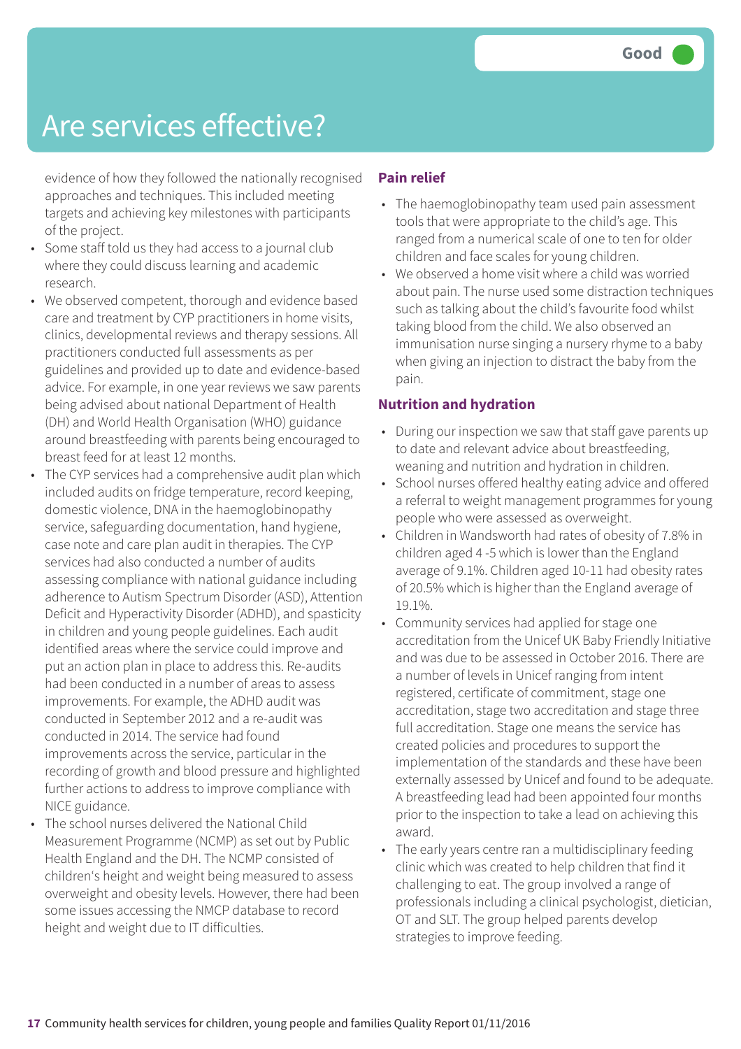# Are services effective?

Good

evidence of how they followed the nationally recognised approaches and techniques. This included meeting targets and achieving key milestones with participants of the project.

- Some staff told us they had access to a journal club where they could discuss learning and academic research.
- We observed competent, thorough and evidence based care and treatment by CYP practitioners in home visits, clinics, developmental reviews and therapy sessions. All practitioners conducted full assessments as per guidelines and provided up to date and evidence-based advice. For example, in one year reviews we saw parents being advised about national Department of Health (DH) and World Health Organisation (WHO) guidance around breastfeeding with parents being encouraged to breast feed for at least 12 months.
- The CYP services had a comprehensive audit plan which included audits on fridge temperature, record keeping, domestic violence, DNA in the haemoglobinopathy service, safeguarding documentation, hand hygiene, case note and care plan audit in therapies. The CYP services had also conducted a number of audits assessing compliance with national guidance including adherence to Autism Spectrum Disorder (ASD), Attention Deficit and Hyperactivity Disorder (ADHD), and spasticity in children and young people guidelines. Each audit identified areas where the service could improve and put an action plan in place to address this. Re-audits had been conducted in a number of areas to assess improvements. For example, the ADHD audit was conducted in September 2012 and a re-audit was conducted in 2014. The service had found improvements across the service, particular in the recording of growth and blood pressure and highlighted further actions to address to improve compliance with NICE guidance.
- The school nurses delivered the National Child Measurement Programme (NCMP) as set out by Public Health England and the DH. The NCMP consisted of children's height and weight being measured to assess overweight and obesity levels. However, there had been some issues accessing the NMCP database to record height and weight due to IT difficulties.

**Pain relief**

- The haemoglobinopathy team used pain assessment tools that were appropriate to the child's age. This ranged from a numerical scale of one to ten for older children and face scales for young children.
- We observed a home visit where a child was worried about pain. The nurse used some distraction techniques such as talking about the child's favourite food whilst taking blood from the child. We also observed an immunisation nurse singing a nursery rhyme to a baby when giving an injection to distract the baby from the pain.

**Nutrition and hydration**

- During our inspection we saw that staff gave parents up to date and relevant advice about breastfeeding, weaning and nutrition and hydration in children.
- School nurses offered healthy eating advice and offered a referral to weight management programmes for young people who were assessed as overweight.
- Children in Wandsworth had rates of obesity of 7.8% in children aged 4 -5 which is lower than the England average of 9.1%. Children aged 10-11 had obesity rates of 20.5% which is higher than the England average of 19.1%.
- Community services had applied for stage one accreditation from the Unicef UK Baby Friendly Initiative and was due to be assessed in October 2016. There are a number of levels in Unicef ranging from intent registered, certificate of commitment, stage one accreditation, stage two accreditation and stage three full accreditation. Stage one means the service has created policies and procedures to support the implementation of the standards and these have been externally assessed by Unicef and found to be adequate. A breastfeeding lead had been appointed four months prior to the inspection to take a lead on achieving this award.
- The early years centre ran a multidisciplinary feeding clinic which was created to help children that find it challenging to eat. The group involved a range of professionals including a clinical psychologist, dietician, OT and SLT. The group helped parents develop strategies to improve feeding.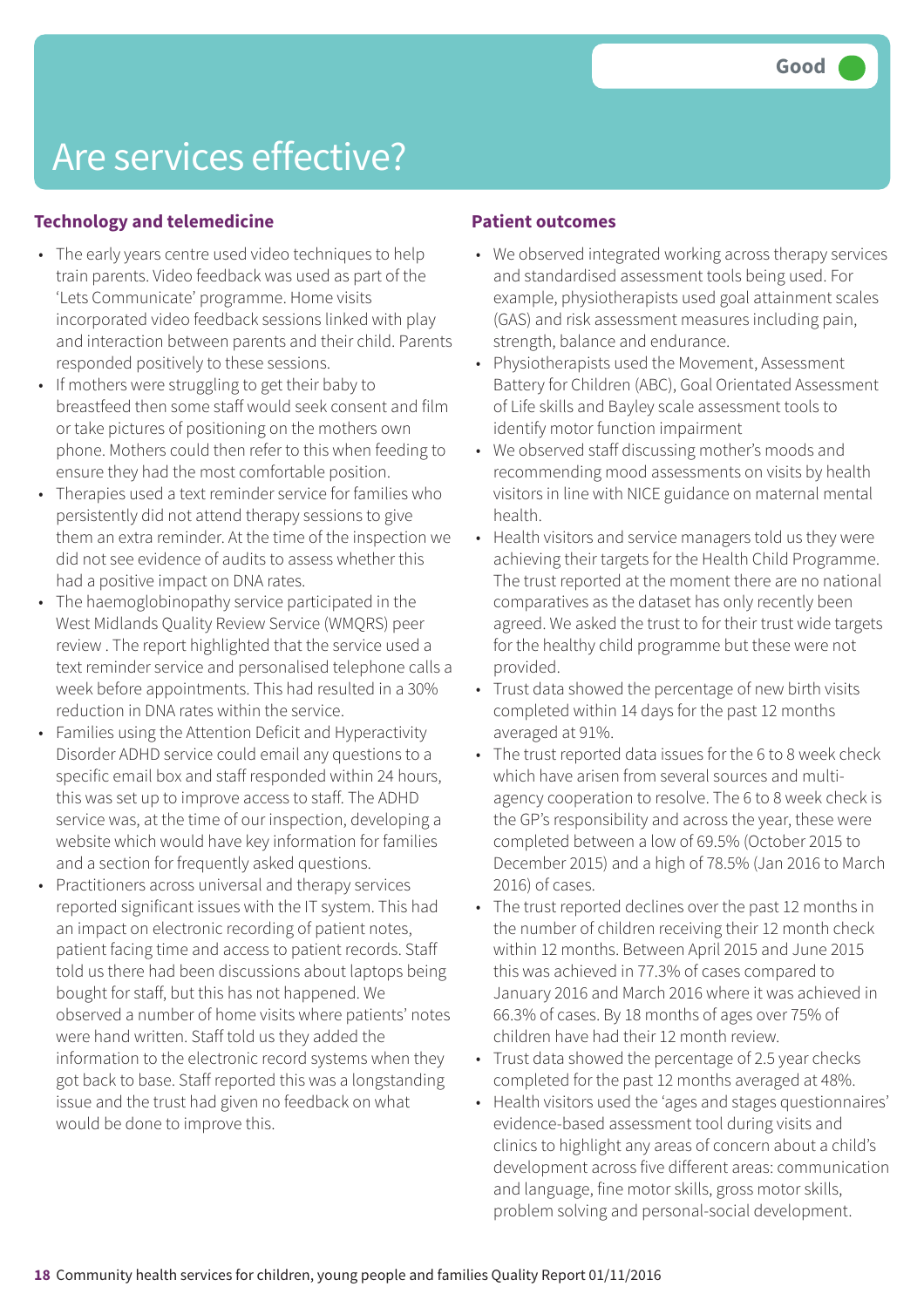Good

# Are services effective?

### Technology and telemedicine

- The early years centre used video techniques to help train parents. Video feedback was used as part of the 'Lets Communicate' programme. Home visits incorporated video feedback sessions linked with play and interaction between parents and their child. Parents responded positively to these sessions.
- If mothers were struggling to get their baby to breastfeed then some staff would seek consent and film or take pictures of positioning on the mothers own phone. Mothers could then refer to this when feeding to ensure they had the most comfortable position.
- Therapies used a text reminder service for families who persistently did not attend therapy sessions to give them an extra reminder. At the time of the inspection we did not see evidence of audits to assess whether this had a positive impact on DNA rates.
- The haemoglobinopathy service participated in the West Midlands Quality Review Service (WMQRS) peer review . The report highlighted that the service used a text reminder service and personalised telephone calls a week before appointments. This had resulted in a 30% reduction in DNA rates within the service.
- Families using the Attention Deficit and Hyperactivity Disorder ADHD service could email any questions to a specific email box and staff responded within 24 hours, this was set up to improve access to staff. The ADHD service was, at the time of our inspection, developing a website which would have key information for families and a section for frequently asked questions.
- Practitioners across universal and therapy services reported significant issues with the IT system. This had an impact on electronic recording of patient notes, patient facing time and access to patient records. Staff told us there had been discussions about laptops being bought for staff, but this has not happened. We observed a number of home visits where patients' notes were hand written. Staff told us they added the information to the electronic record systems when they got back to base. Staff reported this was a longstanding issue and the trust had given no feedback on what would be done to improve this.

### Patient outcomes

- We observed integrated working across therapy services and standardised assessment tools being used. For example, physiotherapists used goal attainment scales (GAS) and risk assessment measures including pain, strength, balance and endurance.
- Physiotherapists used the Movement, Assessment Battery for Children (ABC), Goal Orientated Assessment of Life skills and Bayley scale assessment tools to identify motor function impairment
- We observed staff discussing mother's moods and recommending mood assessments on visits by health visitors in line with NICE guidance on maternal mental health.
- Health visitors and service managers told us they were achieving their targets for the Health Child Programme. The trust reported at the moment there are no national comparatives as the dataset has only recently been agreed. We asked the trust to for their trust wide targets for the healthy child programme but these were not provided.
- Trust data showed the percentage of new birth visits completed within 14 days for the past 12 months averaged at 91%.
- The trust reported data issues for the 6 to 8 week check which have arisen from several sources and multi-agency cooperation to resolve. The 6 to 8 week check is the GP's responsibility and across the year, these were completed between a low of 69.5% (October 2015 to December 2015) and a high of 78.5% (Jan 2016 to March 2016) of cases.
- The trust reported declines over the past 12 months in the number of children receiving their 12 month check within 12 months. Between April 2015 and June 2015 this was achieved in 77.3% of cases compared to January 2016 and March 2016 where it was achieved in 66.3% of cases. By 18 months of ages over 75% of children have had their 12 month review.
- Trust data showed the percentage of 2.5 year checks completed for the past 12 months averaged at 48%.
- Health visitors used the 'ages and stages questionnaires' evidence-based assessment tool during visits and clinics to highlight any areas of concern about a child's development across five different areas: communication and language, fine motor skills, gross motor skills, problem solving and personal-social development.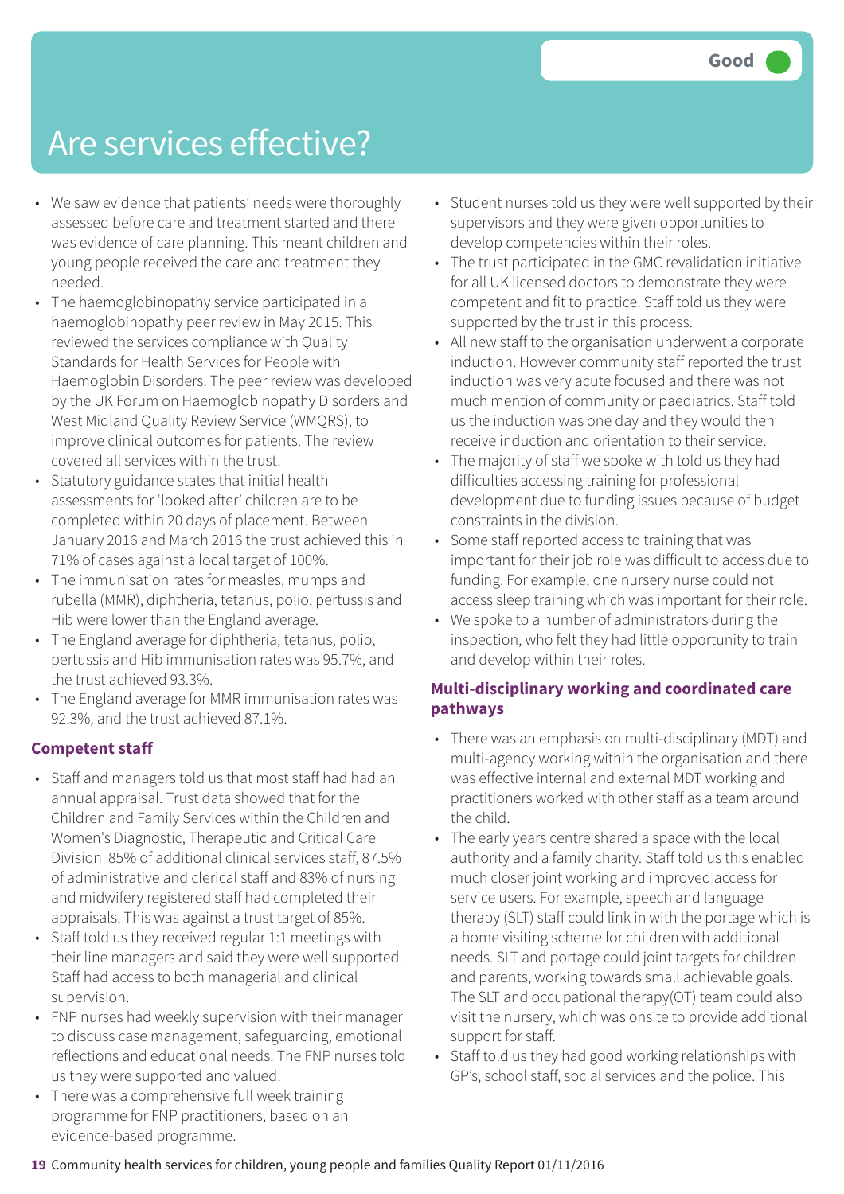Good

# Are services effective?

- We saw evidence that patients' needs were thoroughly assessed before care and treatment started and there was evidence of care planning. This meant children and young people received the care and treatment they needed.
- The haemoglobinopathy service participated in a haemoglobinopathy peer review in May 2015. This reviewed the services compliance with Quality Standards for Health Services for People with Haemoglobin Disorders. The peer review was developed by the UK Forum on Haemoglobinopathy Disorders and West Midland Quality Review Service (WMQRS), to improve clinical outcomes for patients. The review covered all services within the trust.
- Statutory guidance states that initial health assessments for 'looked after' children are to be completed within 20 days of placement. Between January 2016 and March 2016 the trust achieved this in 71% of cases against a local target of 100%.
- The immunisation rates for measles, mumps and rubella (MMR), diphtheria, tetanus, polio, pertussis and Hib were lower than the England average.
- The England average for diphtheria, tetanus, polio, pertussis and Hib immunisation rates was 95.7%, and the trust achieved 93.3%.
- The England average for MMR immunisation rates was 92.3%, and the trust achieved 87.1%.

### Competent staff

- Staff and managers told us that most staff had had an annual appraisal. Trust data showed that for the Children and Family Services within the Children and Women's Diagnostic, Therapeutic and Critical Care Division 85% of additional clinical services staff, 87.5% of administrative and clerical staff and 83% of nursing and midwifery registered staff had completed their appraisals. This was against a trust target of 85%.
- Staff told us they received regular 1:1 meetings with their line managers and said they were well supported. Staff had access to both managerial and clinical supervision.
- FNP nurses had weekly supervision with their manager to discuss case management, safeguarding, emotional reflections and educational needs. The FNP nurses told us they were supported and valued.
- There was a comprehensive full week training programme for FNP practitioners, based on an evidence-based programme.
- Student nurses told us they were well supported by their supervisors and they were given opportunities to develop competencies within their roles.
- The trust participated in the GMC revalidation initiative for all UK licensed doctors to demonstrate they were competent and fit to practice. Staff told us they were supported by the trust in this process.
- All new staff to the organisation underwent a corporate induction. However community staff reported the trust induction was very acute focused and there was not much mention of community or paediatrics. Staff told us the induction was one day and they would then receive induction and orientation to their service.
- The majority of staff we spoke with told us they had difficulties accessing training for professional development due to funding issues because of budget constraints in the division.
- Some staff reported access to training that was important for their job role was difficult to access due to funding. For example, one nursery nurse could not access sleep training which was important for their role.
- We spoke to a number of administrators during the inspection, who felt they had little opportunity to train and develop within their roles.

### Multi-disciplinary working and coordinated care pathways

- There was an emphasis on multi-disciplinary (MDT) and multi-agency working within the organisation and there was effective internal and external MDT working and practitioners worked with other staff as a team around the child.
- The early years centre shared a space with the local authority and a family charity. Staff told us this enabled much closer joint working and improved access for service users. For example, speech and language therapy (SLT) staff could link in with the portage which is a home visiting scheme for children with additional needs. SLT and portage could joint targets for children and parents, working towards small achievable goals. The SLT and occupational therapy(OT) team could also visit the nursery, which was onsite to provide additional support for staff.
- Staff told us they had good working relationships with GP's, school staff, social services and the police. This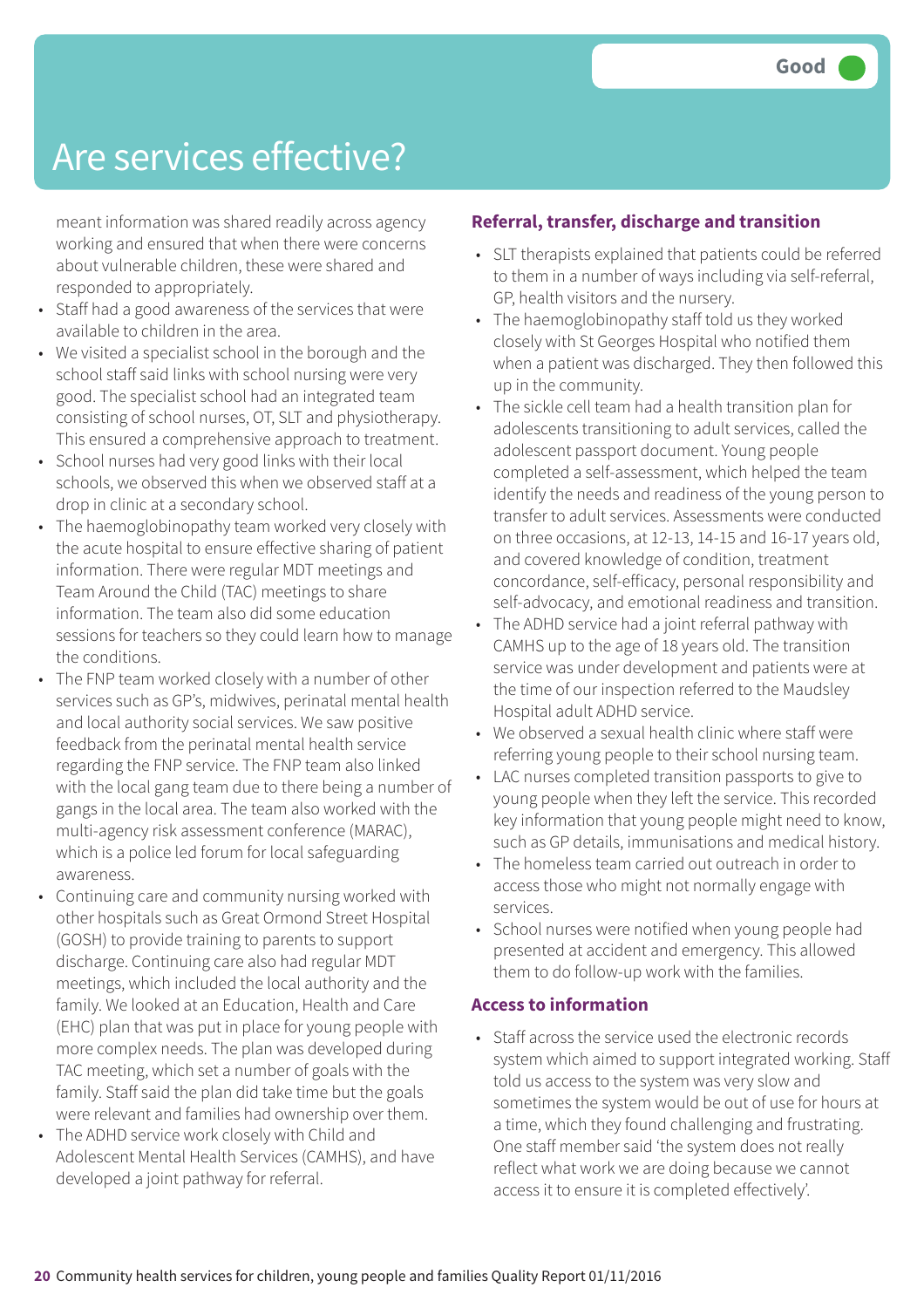# Are services effective?

Good

meant information was shared readily across agency working and ensured that when there were concerns about vulnerable children, these were shared and responded to appropriately.

- Staff had a good awareness of the services that were available to children in the area.
- We visited a specialist school in the borough and the school staff said links with school nursing were very good. The specialist school had an integrated team consisting of school nurses, OT, SLT and physiotherapy. This ensured a comprehensive approach to treatment.
- School nurses had very good links with their local schools, we observed this when we observed staff at a drop in clinic at a secondary school.
- The haemoglobinopathy team worked very closely with the acute hospital to ensure effective sharing of patient information. There were regular MDT meetings and Team Around the Child (TAC) meetings to share information. The team also did some education sessions for teachers so they could learn how to manage the conditions.
- The FNP team worked closely with a number of other services such as GP's, midwives, perinatal mental health and local authority social services. We saw positive feedback from the perinatal mental health service regarding the FNP service. The FNP team also linked with the local gang team due to there being a number of gangs in the local area. The team also worked with the multi-agency risk assessment conference (MARAC), which is a police led forum for local safeguarding awareness.
- Continuing care and community nursing worked with other hospitals such as Great Ormond Street Hospital (GOSH) to provide training to parents to support discharge. Continuing care also had regular MDT meetings, which included the local authority and the family. We looked at an Education, Health and Care (EHC) plan that was put in place for young people with more complex needs. The plan was developed during TAC meeting, which set a number of goals with the family. Staff said the plan did take time but the goals were relevant and families had ownership over them.
- The ADHD service work closely with Child and Adolescent Mental Health Services (CAMHS), and have developed a joint pathway for referral.

### Referral, transfer, discharge and transition

- SLT therapists explained that patients could be referred to them in a number of ways including via self-referral, GP, health visitors and the nursery.
- The haemoglobinopathy staff told us they worked closely with St Georges Hospital who notified them when a patient was discharged. They then followed this up in the community.
- The sickle cell team had a health transition plan for adolescents transitioning to adult services, called the adolescent passport document. Young people completed a self-assessment, which helped the team identify the needs and readiness of the young person to transfer to adult services. Assessments were conducted on three occasions, at 12-13, 14-15 and 16-17 years old, and covered knowledge of condition, treatment concordance, self-efficacy, personal responsibility and self-advocacy, and emotional readiness and transition.
- The ADHD service had a joint referral pathway with CAMHS up to the age of 18 years old. The transition service was under development and patients were at the time of our inspection referred to the Maudsley Hospital adult ADHD service.
- We observed a sexual health clinic where staff were referring young people to their school nursing team.
- LAC nurses completed transition passports to give to young people when they left the service. This recorded key information that young people might need to know, such as GP details, immunisations and medical history.
- The homeless team carried out outreach in order to access those who might not normally engage with services.
- School nurses were notified when young people had presented at accident and emergency. This allowed them to do follow-up work with the families.

### Access to information

- Staff across the service used the electronic records system which aimed to support integrated working. Staff told us access to the system was very slow and sometimes the system would be out of use for hours at a time, which they found challenging and frustrating. One staff member said 'the system does not really reflect what work we are doing because we cannot access it to ensure it is completed effectively'.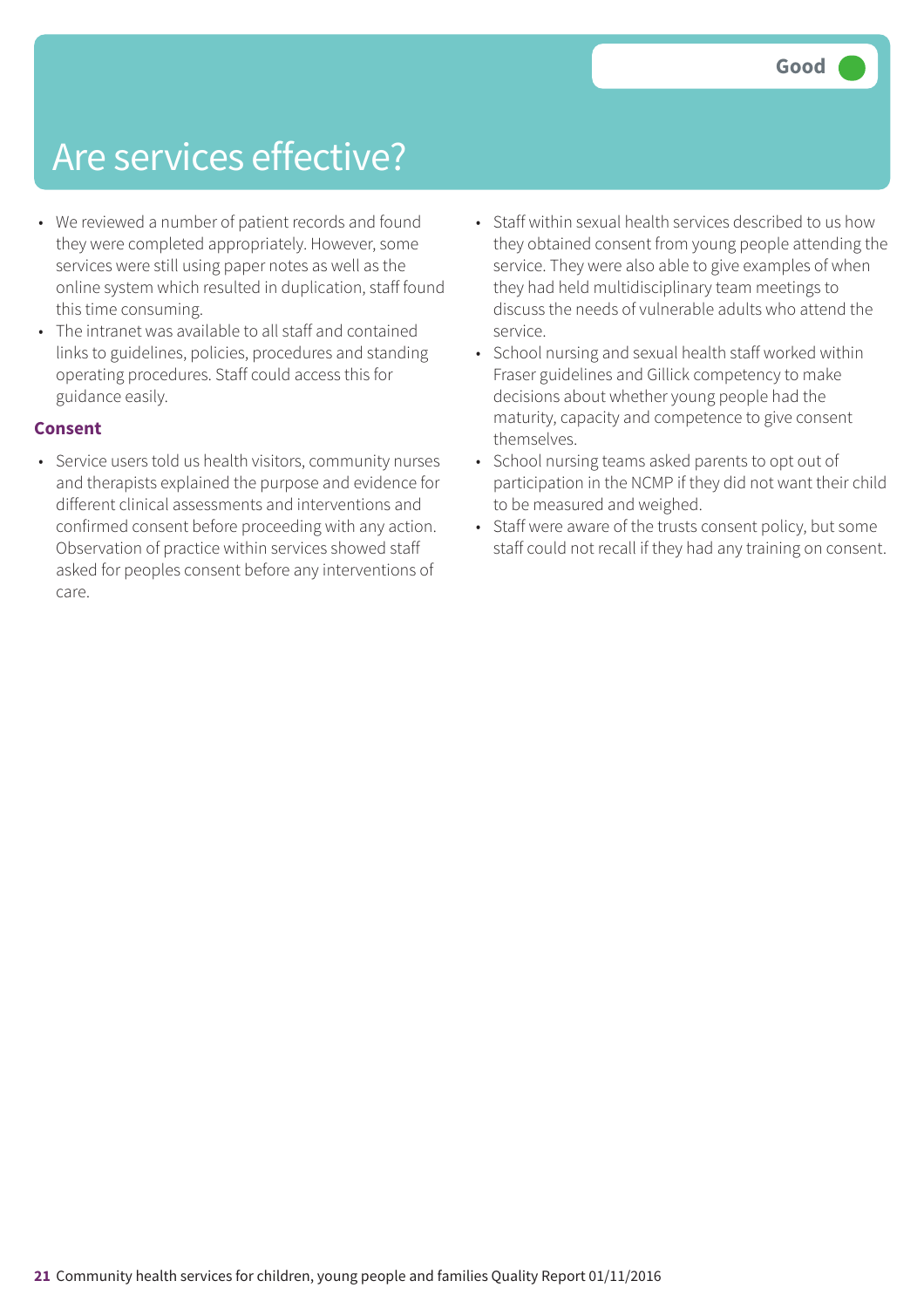# Are services effective?

Good

- We reviewed a number of patient records and found they were completed appropriately. However, some services were still using paper notes as well as the online system which resulted in duplication, staff found this time consuming.
- The intranet was available to all staff and contained links to guidelines, policies, procedures and standing operating procedures. Staff could access this for guidance easily.

**Consent**

- Service users told us health visitors, community nurses and therapists explained the purpose and evidence for different clinical assessments and interventions and confirmed consent before proceeding with any action. Observation of practice within services showed staff asked for peoples consent before any interventions of care.
- Staff within sexual health services described to us how they obtained consent from young people attending the service. They were also able to give examples of when they had held multidisciplinary team meetings to discuss the needs of vulnerable adults who attend the service.
- School nursing and sexual health staff worked within Fraser guidelines and Gillick competency to make decisions about whether young people had the maturity, capacity and competence to give consent themselves.
- School nursing teams asked parents to opt out of participation in the NCMP if they did not want their child to be measured and weighed.
- Staff were aware of the trusts consent policy, but some staff could not recall if they had any training on consent.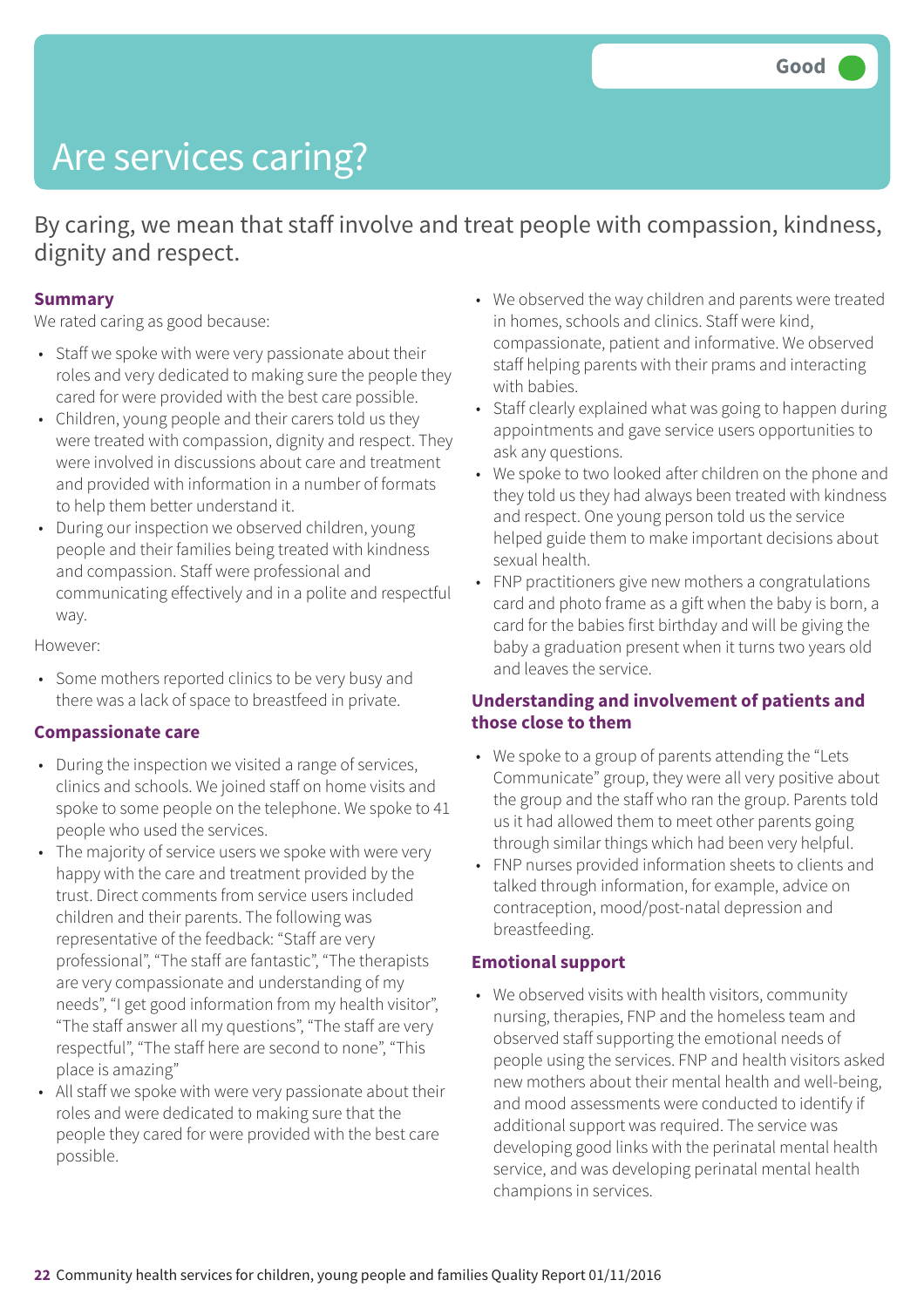Good

# Are services caring?

By caring, we mean that staff involve and treat people with compassion, kindness, dignity and respect.

### Summary

We rated caring as good because:

- Staff we spoke with were very passionate about their roles and very dedicated to making sure the people they cared for were provided with the best care possible.
- Children, young people and their carers told us they were treated with compassion, dignity and respect. They were involved in discussions about care and treatment and provided with information in a number of formats to help them better understand it.
- During our inspection we observed children, young people and their families being treated with kindness and compassion. Staff were professional and communicating effectively and in a polite and respectful way.

However:

- Some mothers reported clinics to be very busy and there was a lack of space to breastfeed in private.

### Compassionate care

- During the inspection we visited a range of services, clinics and schools. We joined staff on home visits and spoke to some people on the telephone. We spoke to 41 people who used the services.
- The majority of service users we spoke with were very happy with the care and treatment provided by the trust. Direct comments from service users included children and their parents. The following was representative of the feedback: "Staff are very professional", "The staff are fantastic", "The therapists are very compassionate and understanding of my needs", "I get good information from my health visitor", "The staff answer all my questions", "The staff are very respectful", "The staff here are second to none", "This place is amazing"
- All staff we spoke with were very passionate about their roles and were dedicated to making sure that the people they cared for were provided with the best care possible.
- We observed the way children and parents were treated in homes, schools and clinics. Staff were kind, compassionate, patient and informative. We observed staff helping parents with their prams and interacting with babies.
- Staff clearly explained what was going to happen during appointments and gave service users opportunities to ask any questions.
- We spoke to two looked after children on the phone and they told us they had always been treated with kindness and respect. One young person told us the service helped guide them to make important decisions about sexual health.
- FNP practitioners give new mothers a congratulations card and photo frame as a gift when the baby is born, a card for the babies first birthday and will be giving the baby a graduation present when it turns two years old and leaves the service.

### Understanding and involvement of patients and those close to them

- We spoke to a group of parents attending the "Lets Communicate" group, they were all very positive about the group and the staff who ran the group. Parents told us it had allowed them to meet other parents going through similar things which had been very helpful.
- FNP nurses provided information sheets to clients and talked through information, for example, advice on contraception, mood/post-natal depression and breastfeeding.

### Emotional support

- We observed visits with health visitors, community nursing, therapies, FNP and the homeless team and observed staff supporting the emotional needs of people using the services. FNP and health visitors asked new mothers about their mental health and well-being, and mood assessments were conducted to identify if additional support was required. The service was developing good links with the perinatal mental health service, and was developing perinatal mental health champions in services.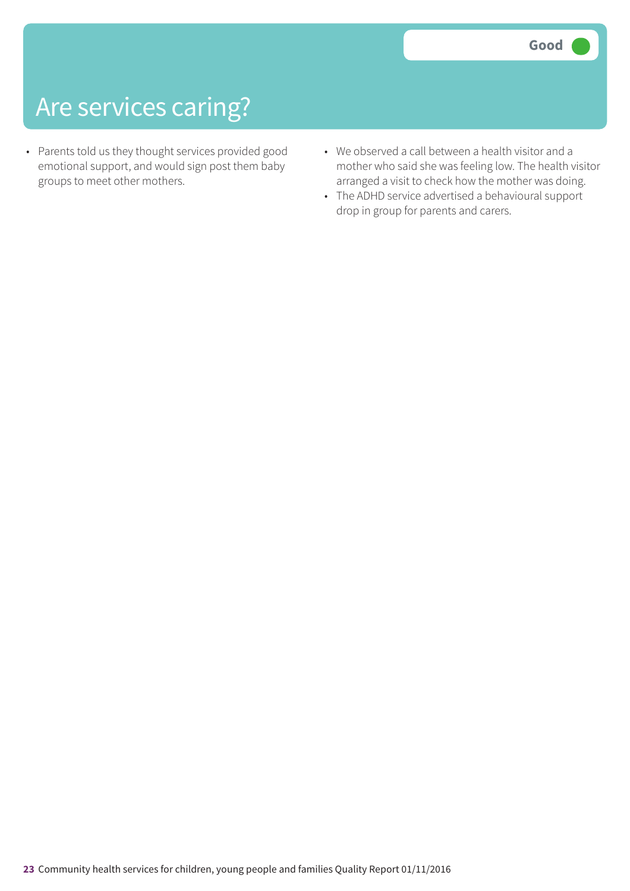# Are services caring?

**Good**

- Parents told us they thought services provided good emotional support, and would sign post them baby groups to meet other mothers.
- We observed a call between a health visitor and a mother who said she was feeling low. The health visitor arranged a visit to check how the mother was doing.
- The ADHD service advertised a behavioural support drop in group for parents and carers.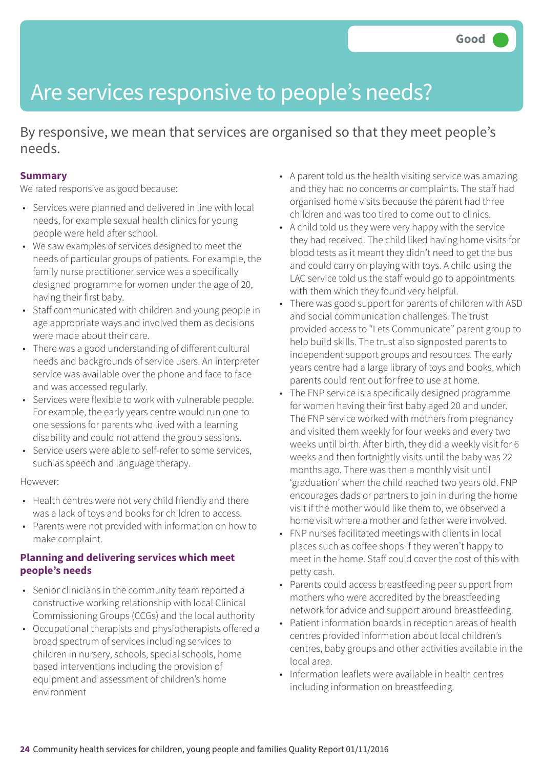Good

# Are services responsive to people's needs?

By responsive, we mean that services are organised so that they meet people's needs.

**Summary**

We rated responsive as good because:

- Services were planned and delivered in line with local needs, for example sexual health clinics for young people were held after school.
- We saw examples of services designed to meet the needs of particular groups of patients. For example, the family nurse practitioner service was a specifically designed programme for women under the age of 20, having their first baby.
- Staff communicated with children and young people in age appropriate ways and involved them as decisions were made about their care.
- There was a good understanding of different cultural needs and backgrounds of service users. An interpreter service was available over the phone and face to face and was accessed regularly.
- Services were flexible to work with vulnerable people. For example, the early years centre would run one to one sessions for parents who lived with a learning disability and could not attend the group sessions.
- Service users were able to self-refer to some services, such as speech and language therapy.

However:

- Health centres were not very child friendly and there was a lack of toys and books for children to access.
- Parents were not provided with information on how to make complaint.

## Planning and delivering services which meet people's needs

- Senior clinicians in the community team reported a constructive working relationship with local Clinical Commissioning Groups (CCGs) and the local authority
- Occupational therapists and physiotherapists offered a broad spectrum of services including services to children in nursery, schools, special schools, home based interventions including the provision of equipment and assessment of children's home environment
- A parent told us the health visiting service was amazing and they had no concerns or complaints. The staff had organised home visits because the parent had three children and was too tired to come out to clinics.
- A child told us they were very happy with the service they had received. The child liked having home visits for blood tests as it meant they didn't need to get the bus and could carry on playing with toys. A child using the LAC service told us the staff would go to appointments with them which they found very helpful.
- There was good support for parents of children with ASD and social communication challenges. The trust provided access to "Lets Communicate" parent group to help build skills. The trust also signposted parents to independent support groups and resources. The early years centre had a large library of toys and books, which parents could rent out for free to use at home.
- The FNP service is a specifically designed programme for women having their first baby aged 20 and under. The FNP service worked with mothers from pregnancy and visited them weekly for four weeks and every two weeks until birth. After birth, they did a weekly visit for 6 weeks and then fortnightly visits until the baby was 22 months ago. There was then a monthly visit until 'graduation' when the child reached two years old. FNP encourages dads or partners to join in during the home visit if the mother would like them to, we observed a home visit where a mother and father were involved.
- FNP nurses facilitated meetings with clients in local places such as coffee shops if they weren't happy to meet in the home. Staff could cover the cost of this with petty cash.
- Parents could access breastfeeding peer support from mothers who were accredited by the breastfeeding network for advice and support around breastfeeding.
- Patient information boards in reception areas of health centres provided information about local children's centres, baby groups and other activities available in the local area.
- Information leaflets were available in health centres including information on breastfeeding.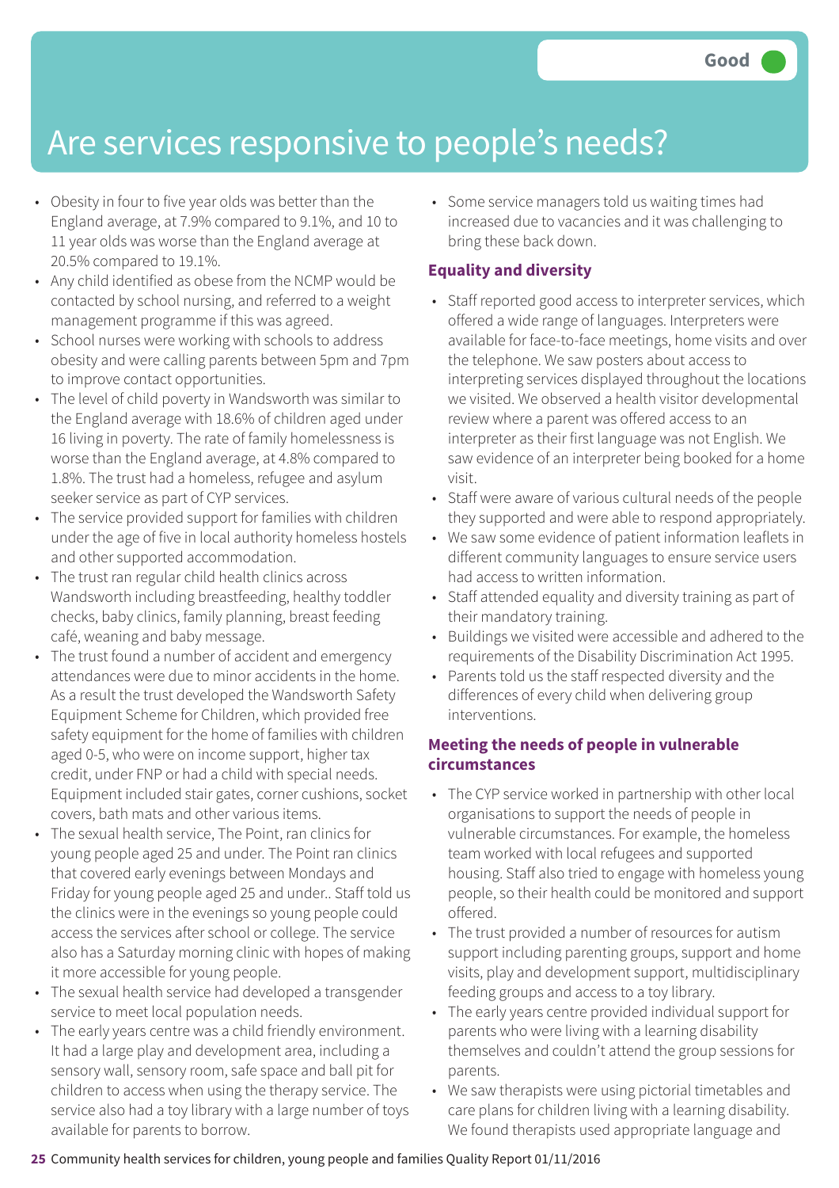## Are services responsive to people's needs?

Good

- Obesity in four to five year olds was better than the England average, at 7.9% compared to 9.1%, and 10 to 11 year olds was worse than the England average at 20.5% compared to 19.1%.
- Any child identified as obese from the NCMP would be contacted by school nursing, and referred to a weight management programme if this was agreed.
- School nurses were working with schools to address obesity and were calling parents between 5pm and 7pm to improve contact opportunities.
- The level of child poverty in Wandsworth was similar to the England average with 18.6% of children aged under 16 living in poverty. The rate of family homelessness is worse than the England average, at 4.8% compared to 1.8%. The trust had a homeless, refugee and asylum seeker service as part of CYP services.
- The service provided support for families with children under the age of five in local authority homeless hostels and other supported accommodation.
- The trust ran regular child health clinics across Wandsworth including breastfeeding, healthy toddler checks, baby clinics, family planning, breast feeding café, weaning and baby message.
- The trust found a number of accident and emergency attendances were due to minor accidents in the home. As a result the trust developed the Wandsworth Safety Equipment Scheme for Children, which provided free safety equipment for the home of families with children aged 0-5, who were on income support, higher tax credit, under FNP or had a child with special needs. Equipment included stair gates, corner cushions, socket covers, bath mats and other various items.
- The sexual health service, The Point, ran clinics for young people aged 25 and under. The Point ran clinics that covered early evenings between Mondays and Friday for young people aged 25 and under.. Staff told us the clinics were in the evenings so young people could access the services after school or college. The service also has a Saturday morning clinic with hopes of making it more accessible for young people.
- The sexual health service had developed a transgender service to meet local population needs.
- The early years centre was a child friendly environment. It had a large play and development area, including a sensory wall, sensory room, safe space and ball pit for children to access when using the therapy service. The service also had a toy library with a large number of toys available for parents to borrow.
- Some service managers told us waiting times had increased due to vacancies and it was challenging to bring these back down.

### Equality and diversity

- Staff reported good access to interpreter services, which offered a wide range of languages. Interpreters were available for face-to-face meetings, home visits and over the telephone. We saw posters about access to interpreting services displayed throughout the locations we visited. We observed a health visitor developmental review where a parent was offered access to an interpreter as their first language was not English. We saw evidence of an interpreter being booked for a home visit.
- Staff were aware of various cultural needs of the people they supported and were able to respond appropriately.
- We saw some evidence of patient information leaflets in different community languages to ensure service users had access to written information.
- Staff attended equality and diversity training as part of their mandatory training.
- Buildings we visited were accessible and adhered to the requirements of the Disability Discrimination Act 1995.
- Parents told us the staff respected diversity and the differences of every child when delivering group interventions.

### Meeting the needs of people in vulnerable circumstances

- The CYP service worked in partnership with other local organisations to support the needs of people in vulnerable circumstances. For example, the homeless team worked with local refugees and supported housing. Staff also tried to engage with homeless young people, so their health could be monitored and support offered.
- The trust provided a number of resources for autism support including parenting groups, support and home visits, play and development support, multidisciplinary feeding groups and access to a toy library.
- The early years centre provided individual support for parents who were living with a learning disability themselves and couldn't attend the group sessions for parents.
- We saw therapists were using pictorial timetables and care plans for children living with a learning disability. We found therapists used appropriate language and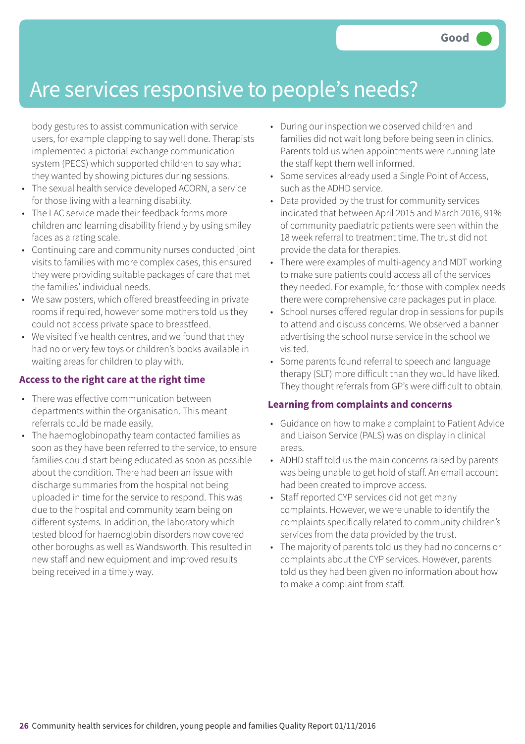Good

# Are services responsive to people's needs?

body gestures to assist communication with service users, for example clapping to say well done. Therapists implemented a pictorial exchange communication system (PECS) which supported children to say what they wanted by showing pictures during sessions.

- The sexual health service developed ACORN, a service for those living with a learning disability.
- The LAC service made their feedback forms more children and learning disability friendly by using smiley faces as a rating scale.
- Continuing care and community nurses conducted joint visits to families with more complex cases, this ensured they were providing suitable packages of care that met the families' individual needs.
- We saw posters, which offered breastfeeding in private rooms if required, however some mothers told us they could not access private space to breastfeed.
- We visited five health centres, and we found that they had no or very few toys or children's books available in waiting areas for children to play with.

### Access to the right care at the right time

- There was effective communication between departments within the organisation. This meant referrals could be made easily.
- The haemoglobinopathy team contacted families as soon as they have been referred to the service, to ensure families could start being educated as soon as possible about the condition. There had been an issue with discharge summaries from the hospital not being uploaded in time for the service to respond. This was due to the hospital and community team being on different systems. In addition, the laboratory which tested blood for haemoglobin disorders now covered other boroughs as well as Wandsworth. This resulted in new staff and new equipment and improved results being received in a timely way.
- During our inspection we observed children and families did not wait long before being seen in clinics. Parents told us when appointments were running late the staff kept them well informed.
- Some services already used a Single Point of Access, such as the ADHD service.
- Data provided by the trust for community services indicated that between April 2015 and March 2016, 91% of community paediatric patients were seen within the 18 week referral to treatment time. The trust did not provide the data for therapies.
- There were examples of multi-agency and MDT working to make sure patients could access all of the services they needed. For example, for those with complex needs there were comprehensive care packages put in place.
- School nurses offered regular drop in sessions for pupils to attend and discuss concerns. We observed a banner advertising the school nurse service in the school we visited.
- Some parents found referral to speech and language therapy (SLT) more difficult than they would have liked. They thought referrals from GP's were difficult to obtain.

### Learning from complaints and concerns

- Guidance on how to make a complaint to Patient Advice and Liaison Service (PALS) was on display in clinical areas.
- ADHD staff told us the main concerns raised by parents was being unable to get hold of staff. An email account had been created to improve access.
- Staff reported CYP services did not get many complaints. However, we were unable to identify the complaints specifically related to community children's services from the data provided by the trust.
- The majority of parents told us they had no concerns or complaints about the CYP services. However, parents told us they had been given no information about how to make a complaint from staff.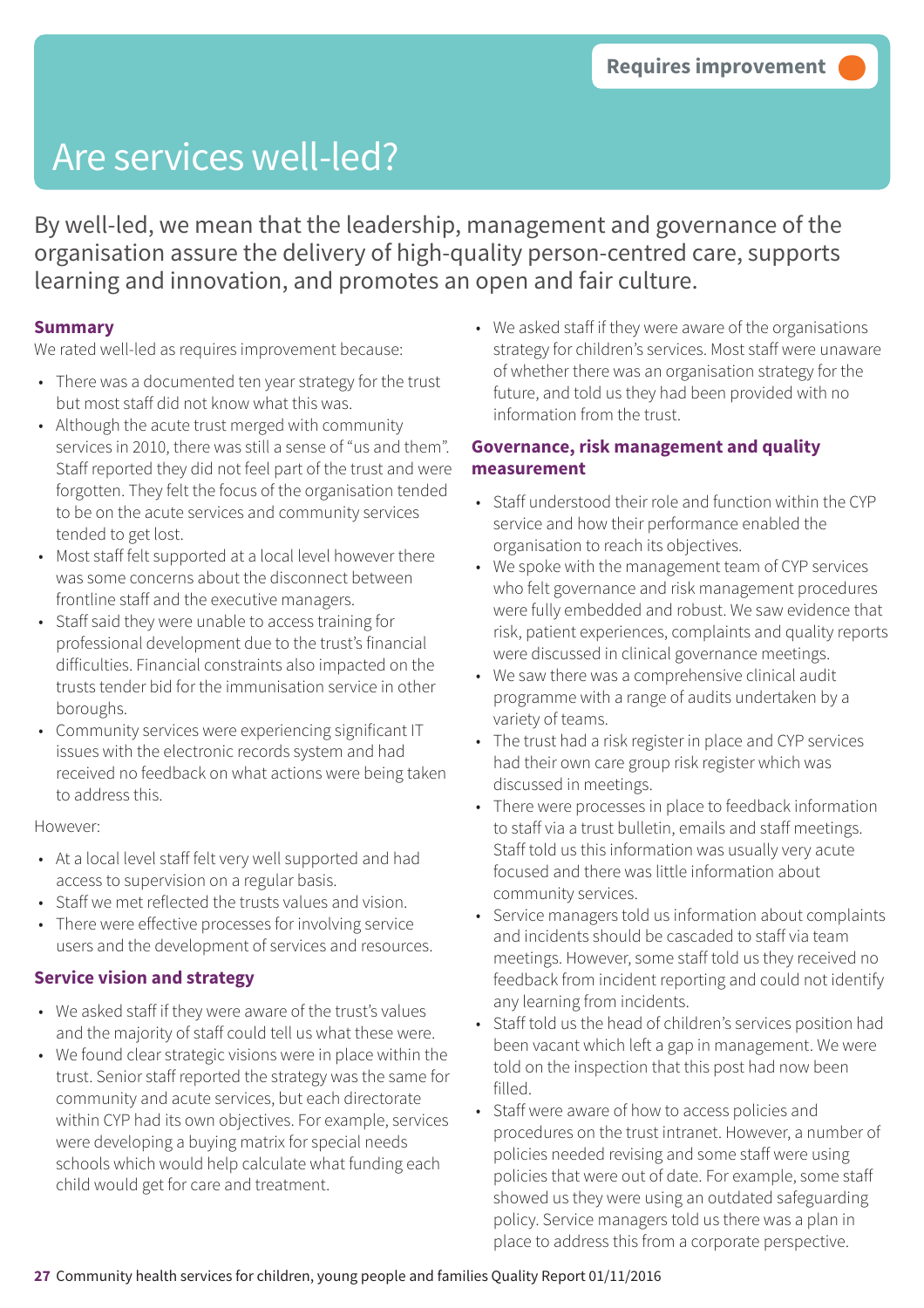Requires improvement

# Are services well-led?

By well-led, we mean that the leadership, management and governance of the organisation assure the delivery of high-quality person-centred care, supports learning and innovation, and promotes an open and fair culture.

### Summary

We rated well-led as requires improvement because:

- There was a documented ten year strategy for the trust but most staff did not know what this was.
- Although the acute trust merged with community services in 2010, there was still a sense of "us and them". Staff reported they did not feel part of the trust and were forgotten. They felt the focus of the organisation tended to be on the acute services and community services tended to get lost.
- Most staff felt supported at a local level however there was some concerns about the disconnect between frontline staff and the executive managers.
- Staff said they were unable to access training for professional development due to the trust's financial difficulties. Financial constraints also impacted on the trusts tender bid for the immunisation service in other boroughs.
- Community services were experiencing significant IT issues with the electronic records system and had received no feedback on what actions were being taken to address this.

However:

- At a local level staff felt very well supported and had access to supervision on a regular basis.
- Staff we met reflected the trusts values and vision.
- There were effective processes for involving service users and the development of services and resources.

### Service vision and strategy

- We asked staff if they were aware of the trust's values and the majority of staff could tell us what these were.
- We found clear strategic visions were in place within the trust. Senior staff reported the strategy was the same for community and acute services, but each directorate within CYP had its own objectives. For example, services were developing a buying matrix for special needs schools which would help calculate what funding each child would get for care and treatment.
- We asked staff if they were aware of the organisations strategy for children's services. Most staff were unaware of whether there was an organisation strategy for the future, and told us they had been provided with no information from the trust.

### Governance, risk management and quality measurement

- Staff understood their role and function within the CYP service and how their performance enabled the organisation to reach its objectives.
- We spoke with the management team of CYP services who felt governance and risk management procedures were fully embedded and robust. We saw evidence that risk, patient experiences, complaints and quality reports were discussed in clinical governance meetings.
- We saw there was a comprehensive clinical audit programme with a range of audits undertaken by a variety of teams.
- The trust had a risk register in place and CYP services had their own care group risk register which was discussed in meetings.
- There were processes in place to feedback information to staff via a trust bulletin, emails and staff meetings. Staff told us this information was usually very acute focused and there was little information about community services.
- Service managers told us information about complaints and incidents should be cascaded to staff via team meetings. However, some staff told us they received no feedback from incident reporting and could not identify any learning from incidents.
- Staff told us the head of children's services position had been vacant which left a gap in management. We were told on the inspection that this post had now been filled.
- Staff were aware of how to access policies and procedures on the trust intranet. However, a number of policies needed revising and some staff were using policies that were out of date. For example, some staff showed us they were using an outdated safeguarding policy. Service managers told us there was a plan in place to address this from a corporate perspective.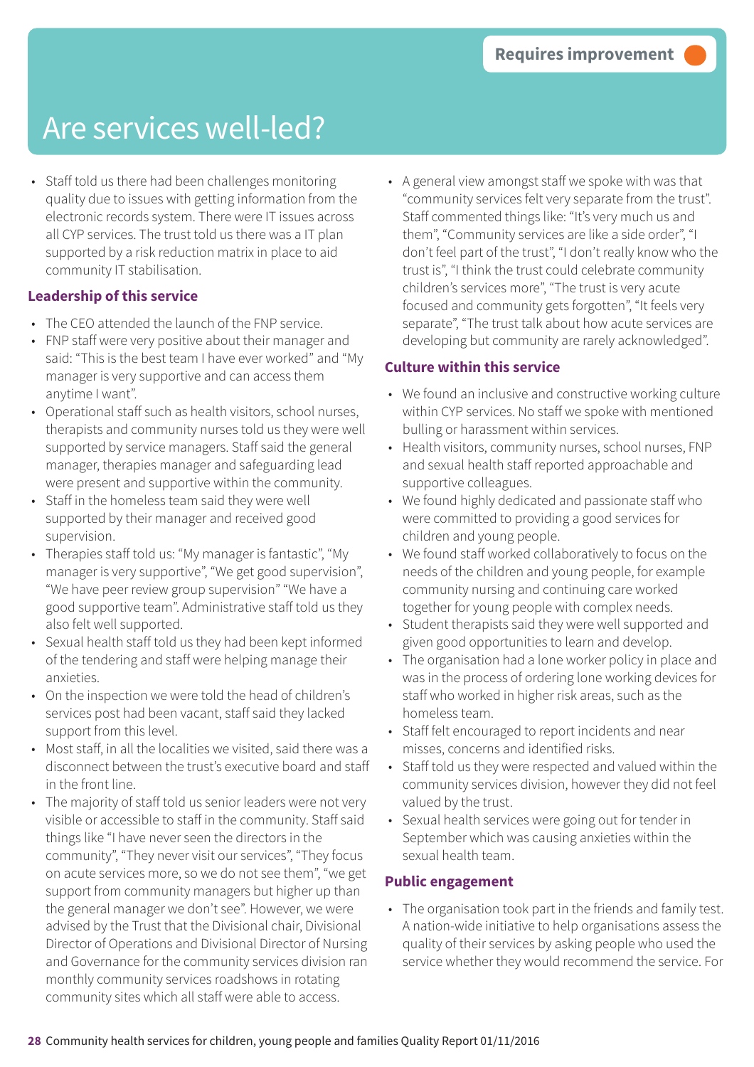Requires improvement

# Are services well-led?

- Staff told us there had been challenges monitoring quality due to issues with getting information from the electronic records system. There were IT issues across all CYP services. The trust told us there was a IT plan supported by a risk reduction matrix in place to aid community IT stabilisation.

### Leadership of this service

- The CEO attended the launch of the FNP service.
- FNP staff were very positive about their manager and said: "This is the best team I have ever worked" and "My manager is very supportive and can access them anytime I want".
- Operational staff such as health visitors, school nurses, therapists and community nurses told us they were well supported by service managers. Staff said the general manager, therapies manager and safeguarding lead were present and supportive within the community.
- Staff in the homeless team said they were well supported by their manager and received good supervision.
- Therapies staff told us: "My manager is fantastic", "My manager is very supportive", "We get good supervision", "We have peer review group supervision" "We have a good supportive team". Administrative staff told us they also felt well supported.
- Sexual health staff told us they had been kept informed of the tendering and staff were helping manage their anxieties.
- On the inspection we were told the head of children's services post had been vacant, staff said they lacked support from this level.
- Most staff, in all the localities we visited, said there was a disconnect between the trust's executive board and staff in the front line.
- The majority of staff told us senior leaders were not very visible or accessible to staff in the community. Staff said things like "I have never seen the directors in the community", "They never visit our services", "They focus on acute services more, so we do not see them", "we get support from community managers but higher up than the general manager we don't see". However, we were advised by the Trust that the Divisional chair, Divisional Director of Operations and Divisional Director of Nursing and Governance for the community services division ran monthly community services roadshows in rotating community sites which all staff were able to access.
- A general view amongst staff we spoke with was that "community services felt very separate from the trust". Staff commented things like: "It's very much us and them", "Community services are like a side order", "I don't feel part of the trust", "I don't really know who the trust is", "I think the trust could celebrate community children's services more", "The trust is very acute focused and community gets forgotten", "It feels very separate", "The trust talk about how acute services are developing but community are rarely acknowledged".

### Culture within this service

- We found an inclusive and constructive working culture within CYP services. No staff we spoke with mentioned bulling or harassment within services.
- Health visitors, community nurses, school nurses, FNP and sexual health staff reported approachable and supportive colleagues.
- We found highly dedicated and passionate staff who were committed to providing a good services for children and young people.
- We found staff worked collaboratively to focus on the needs of the children and young people, for example community nursing and continuing care worked together for young people with complex needs.
- Student therapists said they were well supported and given good opportunities to learn and develop.
- The organisation had a lone worker policy in place and was in the process of ordering lone working devices for staff who worked in higher risk areas, such as the homeless team.
- Staff felt encouraged to report incidents and near misses, concerns and identified risks.
- Staff told us they were respected and valued within the community services division, however they did not feel valued by the trust.
- Sexual health services were going out for tender in September which was causing anxieties within the sexual health team.

### Public engagement

- The organisation took part in the friends and family test. A nation-wide initiative to help organisations assess the quality of their services by asking people who used the service whether they would recommend the service. For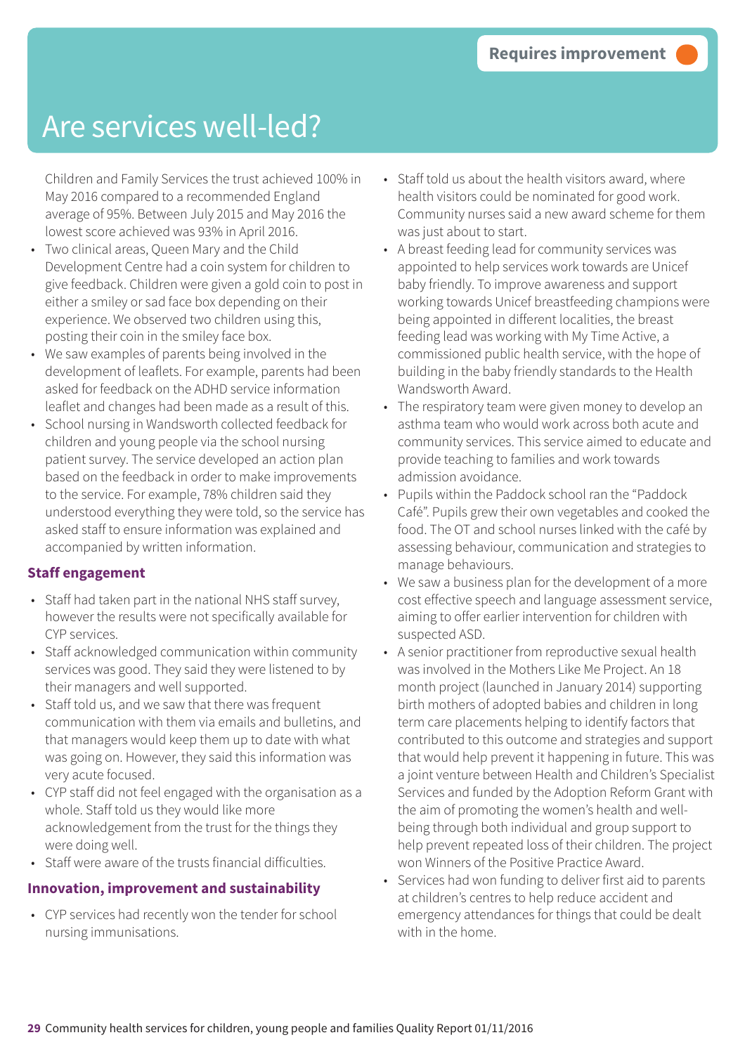Requires improvement

# Are services well-led?

Children and Family Services the trust achieved 100% in May 2016 compared to a recommended England average of 95%. Between July 2015 and May 2016 the lowest score achieved was 93% in April 2016.

- Two clinical areas, Queen Mary and the Child Development Centre had a coin system for children to give feedback. Children were given a gold coin to post in either a smiley or sad face box depending on their experience. We observed two children using this, posting their coin in the smiley face box.
- We saw examples of parents being involved in the development of leaflets. For example, parents had been asked for feedback on the ADHD service information leaflet and changes had been made as a result of this.
- School nursing in Wandsworth collected feedback for children and young people via the school nursing patient survey. The service developed an action plan based on the feedback in order to make improvements to the service. For example, 78% children said they understood everything they were told, so the service has asked staff to ensure information was explained and accompanied by written information.

**Staff engagement**

- Staff had taken part in the national NHS staff survey, however the results were not specifically available for CYP services.
- Staff acknowledged communication within community services was good. They said they were listened to by their managers and well supported.
- Staff told us, and we saw that there was frequent communication with them via emails and bulletins, and that managers would keep them up to date with what was going on. However, they said this information was very acute focused.
- CYP staff did not feel engaged with the organisation as a whole. Staff told us they would like more acknowledgement from the trust for the things they were doing well.
- Staff were aware of the trusts financial difficulties.

**Innovation, improvement and sustainability**

- CYP services had recently won the tender for school nursing immunisations.
- Staff told us about the health visitors award, where health visitors could be nominated for good work. Community nurses said a new award scheme for them was just about to start.
- A breast feeding lead for community services was appointed to help services work towards are Unicef baby friendly. To improve awareness and support working towards Unicef breastfeeding champions were being appointed in different localities, the breast feeding lead was working with My Time Active, a commissioned public health service, with the hope of building in the baby friendly standards to the Health Wandsworth Award.
- The respiratory team were given money to develop an asthma team who would work across both acute and community services. This service aimed to educate and provide teaching to families and work towards admission avoidance.
- Pupils within the Paddock school ran the "Paddock Café". Pupils grew their own vegetables and cooked the food. The OT and school nurses linked with the café by assessing behaviour, communication and strategies to manage behaviours.
- We saw a business plan for the development of a more cost effective speech and language assessment service, aiming to offer earlier intervention for children with suspected ASD.
- A senior practitioner from reproductive sexual health was involved in the Mothers Like Me Project. An 18 month project (launched in January 2014) supporting birth mothers of adopted babies and children in long term care placements helping to identify factors that contributed to this outcome and strategies and support that would help prevent it happening in future. This was a joint venture between Health and Children's Specialist Services and funded by the Adoption Reform Grant with the aim of promoting the women's health and well-being through both individual and group support to help prevent repeated loss of their children. The project won Winners of the Positive Practice Award.
- Services had won funding to deliver first aid to parents at children's centres to help reduce accident and emergency attendances for things that could be dealt with in the home.